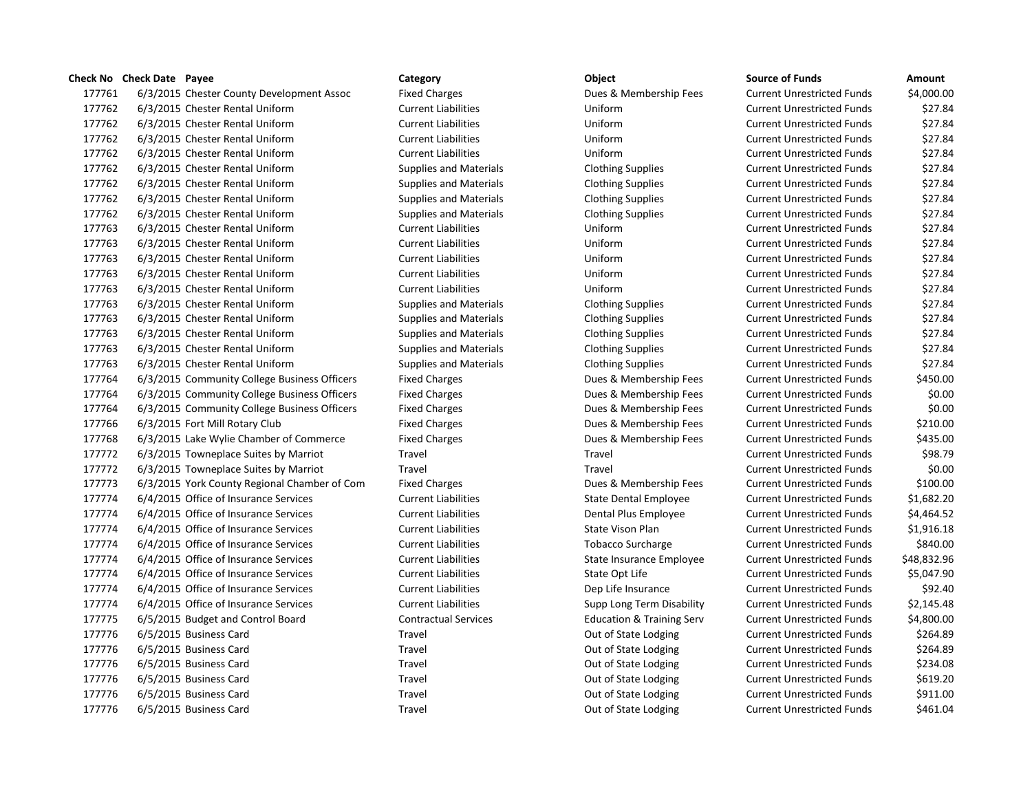| Check No | Check Date | Payee | Category | Object | Source of Funds | Amount |
|---|---|---|---|---|---|---|
| 177761 | 6/3/2015 | Chester County Development Assoc | Fixed Charges | Dues & Membership Fees | Current Unrestricted Funds | $4,000.00 |
| 177762 | 6/3/2015 | Chester Rental Uniform | Current Liabilities | Uniform | Current Unrestricted Funds | $27.84 |
| 177762 | 6/3/2015 | Chester Rental Uniform | Current Liabilities | Uniform | Current Unrestricted Funds | $27.84 |
| 177762 | 6/3/2015 | Chester Rental Uniform | Current Liabilities | Uniform | Current Unrestricted Funds | $27.84 |
| 177762 | 6/3/2015 | Chester Rental Uniform | Current Liabilities | Uniform | Current Unrestricted Funds | $27.84 |
| 177762 | 6/3/2015 | Chester Rental Uniform | Supplies and Materials | Clothing Supplies | Current Unrestricted Funds | $27.84 |
| 177762 | 6/3/2015 | Chester Rental Uniform | Supplies and Materials | Clothing Supplies | Current Unrestricted Funds | $27.84 |
| 177762 | 6/3/2015 | Chester Rental Uniform | Supplies and Materials | Clothing Supplies | Current Unrestricted Funds | $27.84 |
| 177762 | 6/3/2015 | Chester Rental Uniform | Supplies and Materials | Clothing Supplies | Current Unrestricted Funds | $27.84 |
| 177763 | 6/3/2015 | Chester Rental Uniform | Current Liabilities | Uniform | Current Unrestricted Funds | $27.84 |
| 177763 | 6/3/2015 | Chester Rental Uniform | Current Liabilities | Uniform | Current Unrestricted Funds | $27.84 |
| 177763 | 6/3/2015 | Chester Rental Uniform | Current Liabilities | Uniform | Current Unrestricted Funds | $27.84 |
| 177763 | 6/3/2015 | Chester Rental Uniform | Current Liabilities | Uniform | Current Unrestricted Funds | $27.84 |
| 177763 | 6/3/2015 | Chester Rental Uniform | Current Liabilities | Uniform | Current Unrestricted Funds | $27.84 |
| 177763 | 6/3/2015 | Chester Rental Uniform | Supplies and Materials | Clothing Supplies | Current Unrestricted Funds | $27.84 |
| 177763 | 6/3/2015 | Chester Rental Uniform | Supplies and Materials | Clothing Supplies | Current Unrestricted Funds | $27.84 |
| 177763 | 6/3/2015 | Chester Rental Uniform | Supplies and Materials | Clothing Supplies | Current Unrestricted Funds | $27.84 |
| 177763 | 6/3/2015 | Chester Rental Uniform | Supplies and Materials | Clothing Supplies | Current Unrestricted Funds | $27.84 |
| 177763 | 6/3/2015 | Chester Rental Uniform | Supplies and Materials | Clothing Supplies | Current Unrestricted Funds | $27.84 |
| 177764 | 6/3/2015 | Community College Business Officers | Fixed Charges | Dues & Membership Fees | Current Unrestricted Funds | $450.00 |
| 177764 | 6/3/2015 | Community College Business Officers | Fixed Charges | Dues & Membership Fees | Current Unrestricted Funds | $0.00 |
| 177764 | 6/3/2015 | Community College Business Officers | Fixed Charges | Dues & Membership Fees | Current Unrestricted Funds | $0.00 |
| 177766 | 6/3/2015 | Fort Mill Rotary Club | Fixed Charges | Dues & Membership Fees | Current Unrestricted Funds | $210.00 |
| 177768 | 6/3/2015 | Lake Wylie Chamber of Commerce | Fixed Charges | Dues & Membership Fees | Current Unrestricted Funds | $435.00 |
| 177772 | 6/3/2015 | Towneplace Suites by Marriot | Travel | Travel | Current Unrestricted Funds | $98.79 |
| 177772 | 6/3/2015 | Towneplace Suites by Marriot | Travel | Travel | Current Unrestricted Funds | $0.00 |
| 177773 | 6/3/2015 | York County Regional Chamber of Com | Fixed Charges | Dues & Membership Fees | Current Unrestricted Funds | $100.00 |
| 177774 | 6/4/2015 | Office of Insurance Services | Current Liabilities | State Dental Employee | Current Unrestricted Funds | $1,682.20 |
| 177774 | 6/4/2015 | Office of Insurance Services | Current Liabilities | Dental Plus Employee | Current Unrestricted Funds | $4,464.52 |
| 177774 | 6/4/2015 | Office of Insurance Services | Current Liabilities | State Vison Plan | Current Unrestricted Funds | $1,916.18 |
| 177774 | 6/4/2015 | Office of Insurance Services | Current Liabilities | Tobacco Surcharge | Current Unrestricted Funds | $840.00 |
| 177774 | 6/4/2015 | Office of Insurance Services | Current Liabilities | State Insurance Employee | Current Unrestricted Funds | $48,832.96 |
| 177774 | 6/4/2015 | Office of Insurance Services | Current Liabilities | State Opt Life | Current Unrestricted Funds | $5,047.90 |
| 177774 | 6/4/2015 | Office of Insurance Services | Current Liabilities | Dep Life Insurance | Current Unrestricted Funds | $92.40 |
| 177774 | 6/4/2015 | Office of Insurance Services | Current Liabilities | Supp Long Term Disability | Current Unrestricted Funds | $2,145.48 |
| 177775 | 6/5/2015 | Budget and Control Board | Contractual Services | Education & Training Serv | Current Unrestricted Funds | $4,800.00 |
| 177776 | 6/5/2015 | Business Card | Travel | Out of State Lodging | Current Unrestricted Funds | $264.89 |
| 177776 | 6/5/2015 | Business Card | Travel | Out of State Lodging | Current Unrestricted Funds | $264.89 |
| 177776 | 6/5/2015 | Business Card | Travel | Out of State Lodging | Current Unrestricted Funds | $234.08 |
| 177776 | 6/5/2015 | Business Card | Travel | Out of State Lodging | Current Unrestricted Funds | $619.20 |
| 177776 | 6/5/2015 | Business Card | Travel | Out of State Lodging | Current Unrestricted Funds | $911.00 |
| 177776 | 6/5/2015 | Business Card | Travel | Out of State Lodging | Current Unrestricted Funds | $461.04 |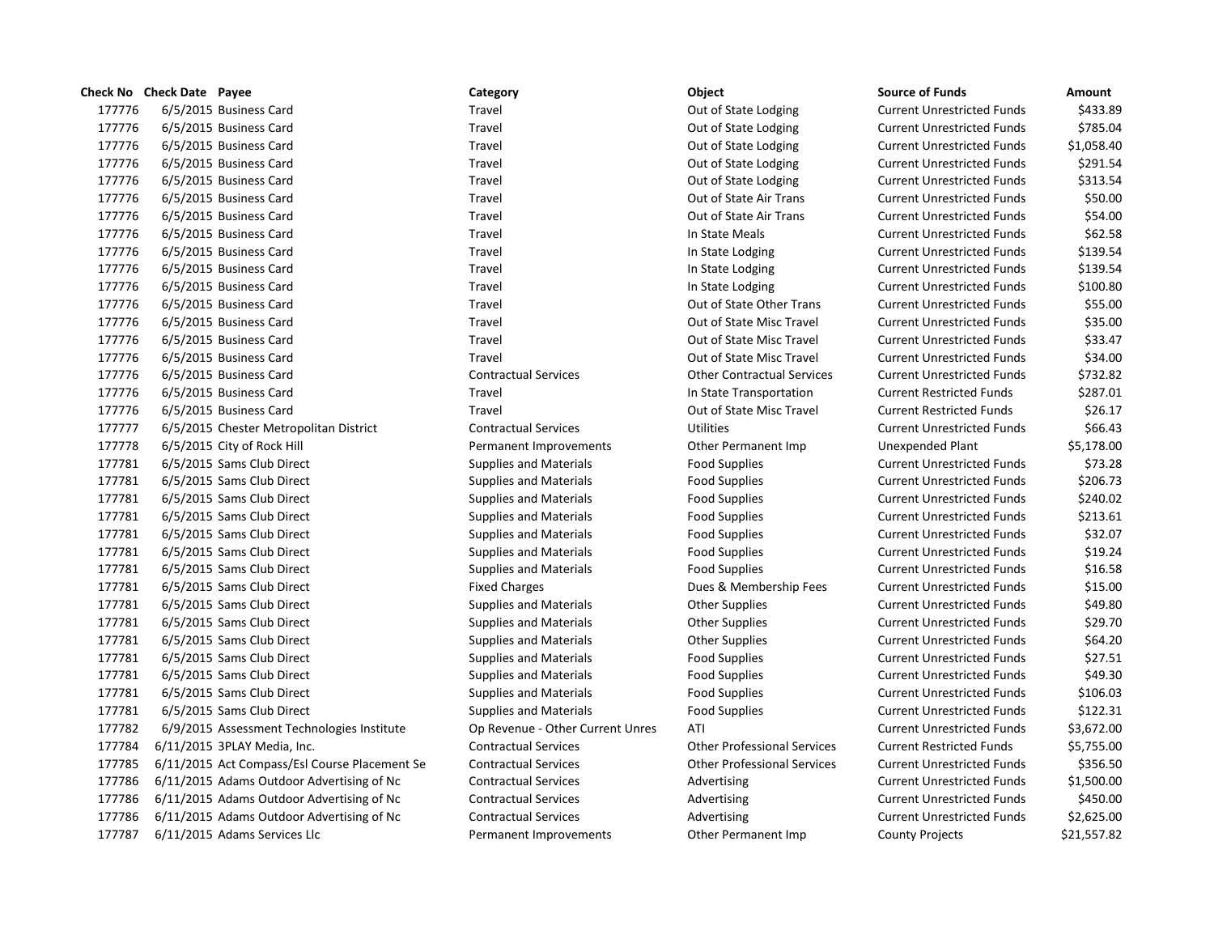| Check No | Check Date | Payee | Category | Object | Source of Funds | Amount |
|---|---|---|---|---|---|---|
| 177776 | 6/5/2015 | Business Card | Travel | Out of State Lodging | Current Unrestricted Funds | $433.89 |
| 177776 | 6/5/2015 | Business Card | Travel | Out of State Lodging | Current Unrestricted Funds | $785.04 |
| 177776 | 6/5/2015 | Business Card | Travel | Out of State Lodging | Current Unrestricted Funds | $1,058.40 |
| 177776 | 6/5/2015 | Business Card | Travel | Out of State Lodging | Current Unrestricted Funds | $291.54 |
| 177776 | 6/5/2015 | Business Card | Travel | Out of State Lodging | Current Unrestricted Funds | $313.54 |
| 177776 | 6/5/2015 | Business Card | Travel | Out of State Air Trans | Current Unrestricted Funds | $50.00 |
| 177776 | 6/5/2015 | Business Card | Travel | Out of State Air Trans | Current Unrestricted Funds | $54.00 |
| 177776 | 6/5/2015 | Business Card | Travel | In State Meals | Current Unrestricted Funds | $62.58 |
| 177776 | 6/5/2015 | Business Card | Travel | In State Lodging | Current Unrestricted Funds | $139.54 |
| 177776 | 6/5/2015 | Business Card | Travel | In State Lodging | Current Unrestricted Funds | $139.54 |
| 177776 | 6/5/2015 | Business Card | Travel | In State Lodging | Current Unrestricted Funds | $100.80 |
| 177776 | 6/5/2015 | Business Card | Travel | Out of State Other Trans | Current Unrestricted Funds | $55.00 |
| 177776 | 6/5/2015 | Business Card | Travel | Out of State Misc Travel | Current Unrestricted Funds | $35.00 |
| 177776 | 6/5/2015 | Business Card | Travel | Out of State Misc Travel | Current Unrestricted Funds | $33.47 |
| 177776 | 6/5/2015 | Business Card | Travel | Out of State Misc Travel | Current Unrestricted Funds | $34.00 |
| 177776 | 6/5/2015 | Business Card | Contractual Services | Other Contractual Services | Current Unrestricted Funds | $732.82 |
| 177776 | 6/5/2015 | Business Card | Travel | In State Transportation | Current Restricted Funds | $287.01 |
| 177776 | 6/5/2015 | Business Card | Travel | Out of State Misc Travel | Current Restricted Funds | $26.17 |
| 177777 | 6/5/2015 | Chester Metropolitan District | Contractual Services | Utilities | Current Unrestricted Funds | $66.43 |
| 177778 | 6/5/2015 | City of Rock Hill | Permanent Improvements | Other Permanent Imp | Unexpended Plant | $5,178.00 |
| 177781 | 6/5/2015 | Sams Club Direct | Supplies and Materials | Food Supplies | Current Unrestricted Funds | $73.28 |
| 177781 | 6/5/2015 | Sams Club Direct | Supplies and Materials | Food Supplies | Current Unrestricted Funds | $206.73 |
| 177781 | 6/5/2015 | Sams Club Direct | Supplies and Materials | Food Supplies | Current Unrestricted Funds | $240.02 |
| 177781 | 6/5/2015 | Sams Club Direct | Supplies and Materials | Food Supplies | Current Unrestricted Funds | $213.61 |
| 177781 | 6/5/2015 | Sams Club Direct | Supplies and Materials | Food Supplies | Current Unrestricted Funds | $32.07 |
| 177781 | 6/5/2015 | Sams Club Direct | Supplies and Materials | Food Supplies | Current Unrestricted Funds | $19.24 |
| 177781 | 6/5/2015 | Sams Club Direct | Supplies and Materials | Food Supplies | Current Unrestricted Funds | $16.58 |
| 177781 | 6/5/2015 | Sams Club Direct | Fixed Charges | Dues & Membership Fees | Current Unrestricted Funds | $15.00 |
| 177781 | 6/5/2015 | Sams Club Direct | Supplies and Materials | Other Supplies | Current Unrestricted Funds | $49.80 |
| 177781 | 6/5/2015 | Sams Club Direct | Supplies and Materials | Other Supplies | Current Unrestricted Funds | $29.70 |
| 177781 | 6/5/2015 | Sams Club Direct | Supplies and Materials | Other Supplies | Current Unrestricted Funds | $64.20 |
| 177781 | 6/5/2015 | Sams Club Direct | Supplies and Materials | Food Supplies | Current Unrestricted Funds | $27.51 |
| 177781 | 6/5/2015 | Sams Club Direct | Supplies and Materials | Food Supplies | Current Unrestricted Funds | $49.30 |
| 177781 | 6/5/2015 | Sams Club Direct | Supplies and Materials | Food Supplies | Current Unrestricted Funds | $106.03 |
| 177781 | 6/5/2015 | Sams Club Direct | Supplies and Materials | Food Supplies | Current Unrestricted Funds | $122.31 |
| 177782 | 6/9/2015 | Assessment Technologies Institute | Op Revenue - Other Current Unres | ATI | Current Unrestricted Funds | $3,672.00 |
| 177784 | 6/11/2015 | 3PLAY Media, Inc. | Contractual Services | Other Professional Services | Current Restricted Funds | $5,755.00 |
| 177785 | 6/11/2015 | Act Compass/Esl Course Placement Se | Contractual Services | Other Professional Services | Current Unrestricted Funds | $356.50 |
| 177786 | 6/11/2015 | Adams Outdoor Advertising of Nc | Contractual Services | Advertising | Current Unrestricted Funds | $1,500.00 |
| 177786 | 6/11/2015 | Adams Outdoor Advertising of Nc | Contractual Services | Advertising | Current Unrestricted Funds | $450.00 |
| 177786 | 6/11/2015 | Adams Outdoor Advertising of Nc | Contractual Services | Advertising | Current Unrestricted Funds | $2,625.00 |
| 177787 | 6/11/2015 | Adams Services Llc | Permanent Improvements | Other Permanent Imp | County Projects | $21,557.82 |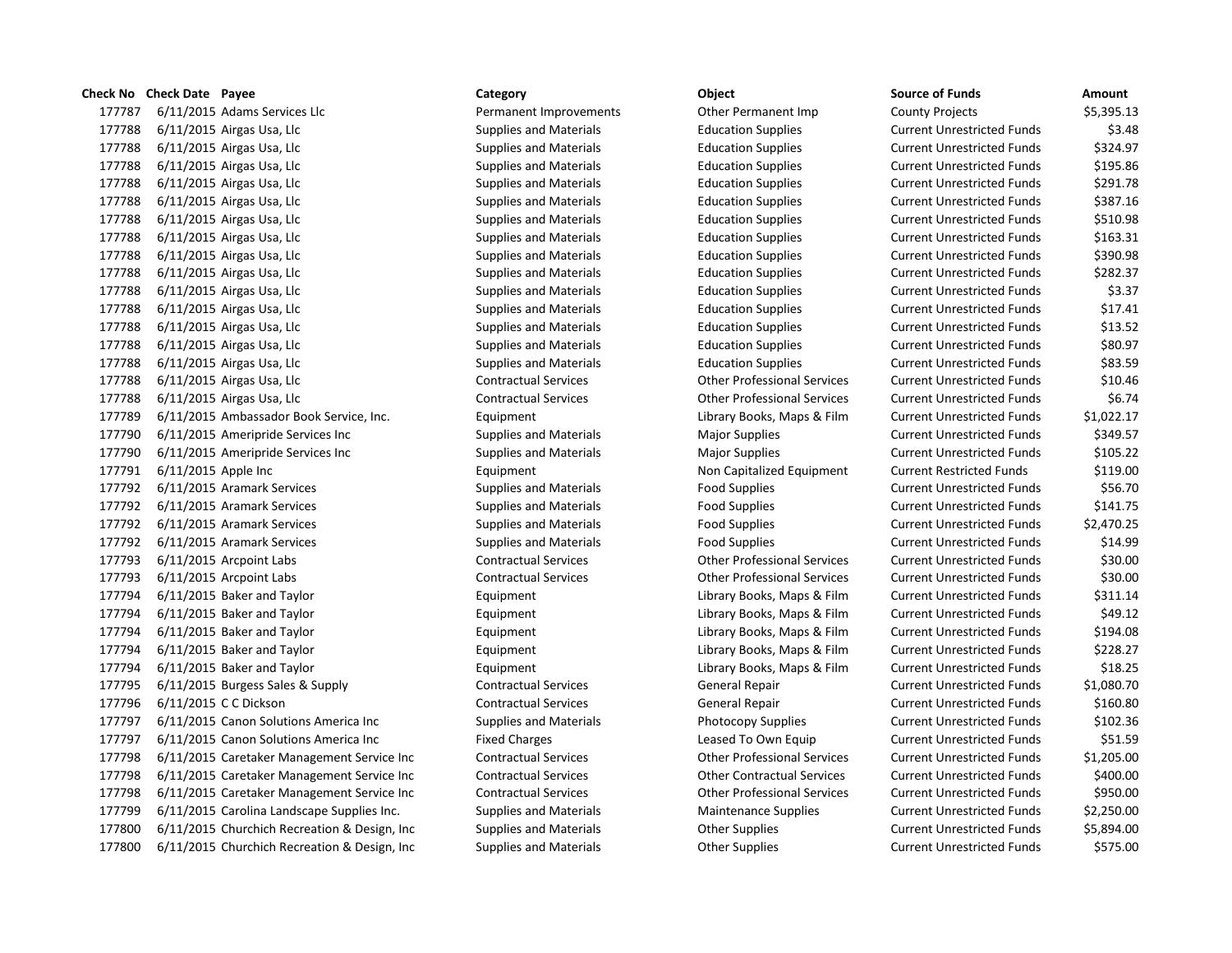| Check No | Check Date | Payee | Category | Object | Source of Funds | Amount |
|---|---|---|---|---|---|---|
| 177787 | 6/11/2015 | Adams Services Llc | Permanent Improvements | Other Permanent Imp | County Projects | $5,395.13 |
| 177788 | 6/11/2015 | Airgas Usa, Llc | Supplies and Materials | Education Supplies | Current Unrestricted Funds | $3.48 |
| 177788 | 6/11/2015 | Airgas Usa, Llc | Supplies and Materials | Education Supplies | Current Unrestricted Funds | $324.97 |
| 177788 | 6/11/2015 | Airgas Usa, Llc | Supplies and Materials | Education Supplies | Current Unrestricted Funds | $195.86 |
| 177788 | 6/11/2015 | Airgas Usa, Llc | Supplies and Materials | Education Supplies | Current Unrestricted Funds | $291.78 |
| 177788 | 6/11/2015 | Airgas Usa, Llc | Supplies and Materials | Education Supplies | Current Unrestricted Funds | $387.16 |
| 177788 | 6/11/2015 | Airgas Usa, Llc | Supplies and Materials | Education Supplies | Current Unrestricted Funds | $510.98 |
| 177788 | 6/11/2015 | Airgas Usa, Llc | Supplies and Materials | Education Supplies | Current Unrestricted Funds | $163.31 |
| 177788 | 6/11/2015 | Airgas Usa, Llc | Supplies and Materials | Education Supplies | Current Unrestricted Funds | $390.98 |
| 177788 | 6/11/2015 | Airgas Usa, Llc | Supplies and Materials | Education Supplies | Current Unrestricted Funds | $282.37 |
| 177788 | 6/11/2015 | Airgas Usa, Llc | Supplies and Materials | Education Supplies | Current Unrestricted Funds | $3.37 |
| 177788 | 6/11/2015 | Airgas Usa, Llc | Supplies and Materials | Education Supplies | Current Unrestricted Funds | $17.41 |
| 177788 | 6/11/2015 | Airgas Usa, Llc | Supplies and Materials | Education Supplies | Current Unrestricted Funds | $13.52 |
| 177788 | 6/11/2015 | Airgas Usa, Llc | Supplies and Materials | Education Supplies | Current Unrestricted Funds | $80.97 |
| 177788 | 6/11/2015 | Airgas Usa, Llc | Supplies and Materials | Education Supplies | Current Unrestricted Funds | $83.59 |
| 177788 | 6/11/2015 | Airgas Usa, Llc | Contractual Services | Other Professional Services | Current Unrestricted Funds | $10.46 |
| 177788 | 6/11/2015 | Airgas Usa, Llc | Contractual Services | Other Professional Services | Current Unrestricted Funds | $6.74 |
| 177789 | 6/11/2015 | Ambassador Book Service, Inc. | Equipment | Library Books, Maps & Film | Current Unrestricted Funds | $1,022.17 |
| 177790 | 6/11/2015 | Ameripride Services Inc | Supplies and Materials | Major Supplies | Current Unrestricted Funds | $349.57 |
| 177790 | 6/11/2015 | Ameripride Services Inc | Supplies and Materials | Major Supplies | Current Unrestricted Funds | $105.22 |
| 177791 | 6/11/2015 | Apple Inc | Equipment | Non Capitalized Equipment | Current Restricted Funds | $119.00 |
| 177792 | 6/11/2015 | Aramark Services | Supplies and Materials | Food Supplies | Current Unrestricted Funds | $56.70 |
| 177792 | 6/11/2015 | Aramark Services | Supplies and Materials | Food Supplies | Current Unrestricted Funds | $141.75 |
| 177792 | 6/11/2015 | Aramark Services | Supplies and Materials | Food Supplies | Current Unrestricted Funds | $2,470.25 |
| 177792 | 6/11/2015 | Aramark Services | Supplies and Materials | Food Supplies | Current Unrestricted Funds | $14.99 |
| 177793 | 6/11/2015 | Arcpoint Labs | Contractual Services | Other Professional Services | Current Unrestricted Funds | $30.00 |
| 177793 | 6/11/2015 | Arcpoint Labs | Contractual Services | Other Professional Services | Current Unrestricted Funds | $30.00 |
| 177794 | 6/11/2015 | Baker and Taylor | Equipment | Library Books, Maps & Film | Current Unrestricted Funds | $311.14 |
| 177794 | 6/11/2015 | Baker and Taylor | Equipment | Library Books, Maps & Film | Current Unrestricted Funds | $49.12 |
| 177794 | 6/11/2015 | Baker and Taylor | Equipment | Library Books, Maps & Film | Current Unrestricted Funds | $194.08 |
| 177794 | 6/11/2015 | Baker and Taylor | Equipment | Library Books, Maps & Film | Current Unrestricted Funds | $228.27 |
| 177794 | 6/11/2015 | Baker and Taylor | Equipment | Library Books, Maps & Film | Current Unrestricted Funds | $18.25 |
| 177795 | 6/11/2015 | Burgess Sales & Supply | Contractual Services | General Repair | Current Unrestricted Funds | $1,080.70 |
| 177796 | 6/11/2015 | C C Dickson | Contractual Services | General Repair | Current Unrestricted Funds | $160.80 |
| 177797 | 6/11/2015 | Canon Solutions America Inc | Supplies and Materials | Photocopy Supplies | Current Unrestricted Funds | $102.36 |
| 177797 | 6/11/2015 | Canon Solutions America Inc | Fixed Charges | Leased To Own Equip | Current Unrestricted Funds | $51.59 |
| 177798 | 6/11/2015 | Caretaker Management Service Inc | Contractual Services | Other Professional Services | Current Unrestricted Funds | $1,205.00 |
| 177798 | 6/11/2015 | Caretaker Management Service Inc | Contractual Services | Other Contractual Services | Current Unrestricted Funds | $400.00 |
| 177798 | 6/11/2015 | Caretaker Management Service Inc | Contractual Services | Other Professional Services | Current Unrestricted Funds | $950.00 |
| 177799 | 6/11/2015 | Carolina Landscape Supplies Inc. | Supplies and Materials | Maintenance Supplies | Current Unrestricted Funds | $2,250.00 |
| 177800 | 6/11/2015 | Churchich Recreation & Design, Inc | Supplies and Materials | Other Supplies | Current Unrestricted Funds | $5,894.00 |
| 177800 | 6/11/2015 | Churchich Recreation & Design, Inc | Supplies and Materials | Other Supplies | Current Unrestricted Funds | $575.00 |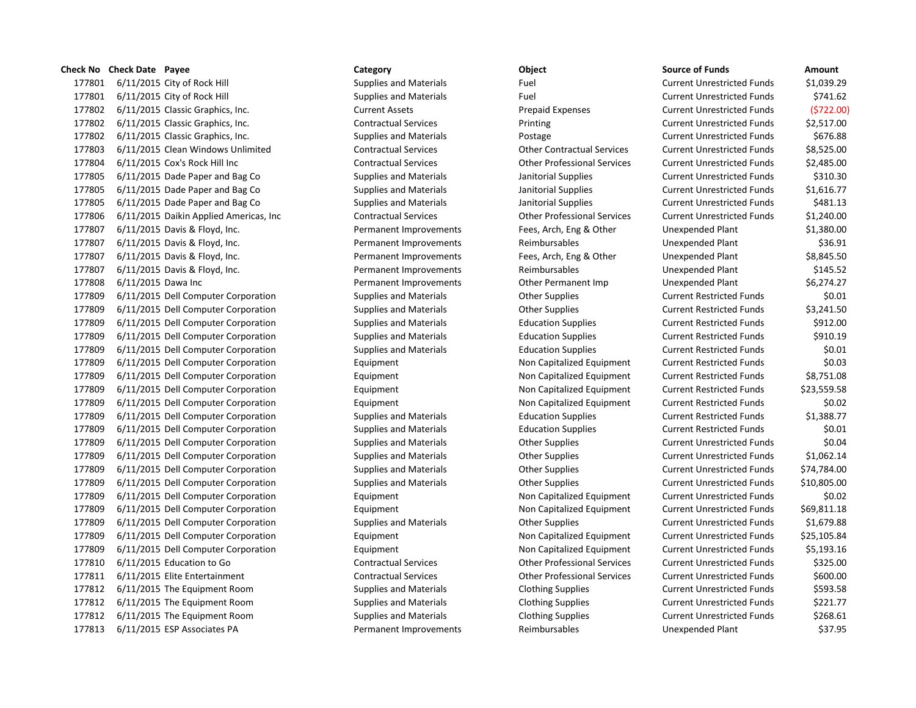| Check No | Check Date | Payee | Category | Object | Source of Funds | Amount |
|---|---|---|---|---|---|---|
| 177801 | 6/11/2015 | City of Rock Hill | Supplies and Materials | Fuel | Current Unrestricted Funds | $1,039.29 |
| 177801 | 6/11/2015 | City of Rock Hill | Supplies and Materials | Fuel | Current Unrestricted Funds | $741.62 |
| 177802 | 6/11/2015 | Classic Graphics, Inc. | Current Assets | Prepaid Expenses | Current Unrestricted Funds | ($722.00) |
| 177802 | 6/11/2015 | Classic Graphics, Inc. | Contractual Services | Printing | Current Unrestricted Funds | $2,517.00 |
| 177802 | 6/11/2015 | Classic Graphics, Inc. | Supplies and Materials | Postage | Current Unrestricted Funds | $676.88 |
| 177803 | 6/11/2015 | Clean Windows Unlimited | Contractual Services | Other Contractual Services | Current Unrestricted Funds | $8,525.00 |
| 177804 | 6/11/2015 | Cox's Rock Hill Inc | Contractual Services | Other Professional Services | Current Unrestricted Funds | $2,485.00 |
| 177805 | 6/11/2015 | Dade Paper and Bag Co | Supplies and Materials | Janitorial Supplies | Current Unrestricted Funds | $310.30 |
| 177805 | 6/11/2015 | Dade Paper and Bag Co | Supplies and Materials | Janitorial Supplies | Current Unrestricted Funds | $1,616.77 |
| 177805 | 6/11/2015 | Dade Paper and Bag Co | Supplies and Materials | Janitorial Supplies | Current Unrestricted Funds | $481.13 |
| 177806 | 6/11/2015 | Daikin Applied Americas, Inc | Contractual Services | Other Professional Services | Current Unrestricted Funds | $1,240.00 |
| 177807 | 6/11/2015 | Davis & Floyd, Inc. | Permanent Improvements | Fees, Arch, Eng & Other | Unexpended Plant | $1,380.00 |
| 177807 | 6/11/2015 | Davis & Floyd, Inc. | Permanent Improvements | Reimbursables | Unexpended Plant | $36.91 |
| 177807 | 6/11/2015 | Davis & Floyd, Inc. | Permanent Improvements | Fees, Arch, Eng & Other | Unexpended Plant | $8,845.50 |
| 177807 | 6/11/2015 | Davis & Floyd, Inc. | Permanent Improvements | Reimbursables | Unexpended Plant | $145.52 |
| 177808 | 6/11/2015 | Dawa Inc | Permanent Improvements | Other Permanent Imp | Unexpended Plant | $6,274.27 |
| 177809 | 6/11/2015 | Dell Computer Corporation | Supplies and Materials | Other Supplies | Current Restricted Funds | $0.01 |
| 177809 | 6/11/2015 | Dell Computer Corporation | Supplies and Materials | Other Supplies | Current Restricted Funds | $3,241.50 |
| 177809 | 6/11/2015 | Dell Computer Corporation | Supplies and Materials | Education Supplies | Current Restricted Funds | $912.00 |
| 177809 | 6/11/2015 | Dell Computer Corporation | Supplies and Materials | Education Supplies | Current Restricted Funds | $910.19 |
| 177809 | 6/11/2015 | Dell Computer Corporation | Supplies and Materials | Education Supplies | Current Restricted Funds | $0.01 |
| 177809 | 6/11/2015 | Dell Computer Corporation | Equipment | Non Capitalized Equipment | Current Restricted Funds | $0.03 |
| 177809 | 6/11/2015 | Dell Computer Corporation | Equipment | Non Capitalized Equipment | Current Restricted Funds | $8,751.08 |
| 177809 | 6/11/2015 | Dell Computer Corporation | Equipment | Non Capitalized Equipment | Current Restricted Funds | $23,559.58 |
| 177809 | 6/11/2015 | Dell Computer Corporation | Equipment | Non Capitalized Equipment | Current Restricted Funds | $0.02 |
| 177809 | 6/11/2015 | Dell Computer Corporation | Supplies and Materials | Education Supplies | Current Restricted Funds | $1,388.77 |
| 177809 | 6/11/2015 | Dell Computer Corporation | Supplies and Materials | Education Supplies | Current Restricted Funds | $0.01 |
| 177809 | 6/11/2015 | Dell Computer Corporation | Supplies and Materials | Other Supplies | Current Unrestricted Funds | $0.04 |
| 177809 | 6/11/2015 | Dell Computer Corporation | Supplies and Materials | Other Supplies | Current Unrestricted Funds | $1,062.14 |
| 177809 | 6/11/2015 | Dell Computer Corporation | Supplies and Materials | Other Supplies | Current Unrestricted Funds | $74,784.00 |
| 177809 | 6/11/2015 | Dell Computer Corporation | Supplies and Materials | Other Supplies | Current Unrestricted Funds | $10,805.00 |
| 177809 | 6/11/2015 | Dell Computer Corporation | Equipment | Non Capitalized Equipment | Current Unrestricted Funds | $0.02 |
| 177809 | 6/11/2015 | Dell Computer Corporation | Equipment | Non Capitalized Equipment | Current Unrestricted Funds | $69,811.18 |
| 177809 | 6/11/2015 | Dell Computer Corporation | Supplies and Materials | Other Supplies | Current Unrestricted Funds | $1,679.88 |
| 177809 | 6/11/2015 | Dell Computer Corporation | Equipment | Non Capitalized Equipment | Current Unrestricted Funds | $25,105.84 |
| 177809 | 6/11/2015 | Dell Computer Corporation | Equipment | Non Capitalized Equipment | Current Unrestricted Funds | $5,193.16 |
| 177810 | 6/11/2015 | Education to Go | Contractual Services | Other Professional Services | Current Unrestricted Funds | $325.00 |
| 177811 | 6/11/2015 | Elite Entertainment | Contractual Services | Other Professional Services | Current Unrestricted Funds | $600.00 |
| 177812 | 6/11/2015 | The Equipment Room | Supplies and Materials | Clothing Supplies | Current Unrestricted Funds | $593.58 |
| 177812 | 6/11/2015 | The Equipment Room | Supplies and Materials | Clothing Supplies | Current Unrestricted Funds | $221.77 |
| 177812 | 6/11/2015 | The Equipment Room | Supplies and Materials | Clothing Supplies | Current Unrestricted Funds | $268.61 |
| 177813 | 6/11/2015 | ESP Associates PA | Permanent Improvements | Reimbursables | Unexpended Plant | $37.95 |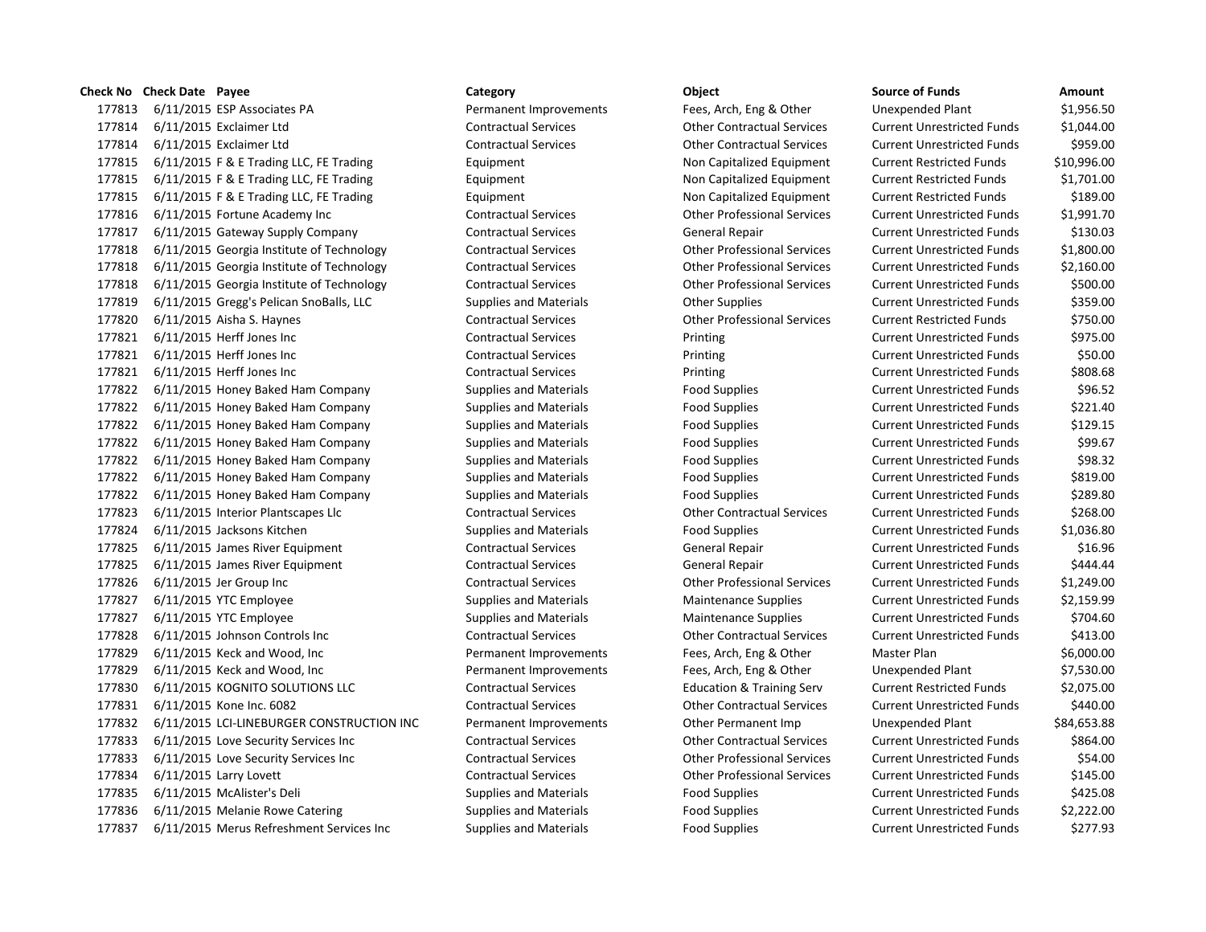| Check No | Check Date | Payee | Category | Object | Source of Funds | Amount |
|---|---|---|---|---|---|---|
| 177813 | 6/11/2015 | ESP Associates PA | Permanent Improvements | Fees, Arch, Eng & Other | Unexpended Plant | $1,956.50 |
| 177814 | 6/11/2015 | Exclaimer Ltd | Contractual Services | Other Contractual Services | Current Unrestricted Funds | $1,044.00 |
| 177814 | 6/11/2015 | Exclaimer Ltd | Contractual Services | Other Contractual Services | Current Unrestricted Funds | $959.00 |
| 177815 | 6/11/2015 | F & E Trading LLC, FE Trading | Equipment | Non Capitalized Equipment | Current Restricted Funds | $10,996.00 |
| 177815 | 6/11/2015 | F & E Trading LLC, FE Trading | Equipment | Non Capitalized Equipment | Current Restricted Funds | $1,701.00 |
| 177815 | 6/11/2015 | F & E Trading LLC, FE Trading | Equipment | Non Capitalized Equipment | Current Restricted Funds | $189.00 |
| 177816 | 6/11/2015 | Fortune Academy Inc | Contractual Services | Other Professional Services | Current Unrestricted Funds | $1,991.70 |
| 177817 | 6/11/2015 | Gateway Supply Company | Contractual Services | General Repair | Current Unrestricted Funds | $130.03 |
| 177818 | 6/11/2015 | Georgia Institute of Technology | Contractual Services | Other Professional Services | Current Unrestricted Funds | $1,800.00 |
| 177818 | 6/11/2015 | Georgia Institute of Technology | Contractual Services | Other Professional Services | Current Unrestricted Funds | $2,160.00 |
| 177818 | 6/11/2015 | Georgia Institute of Technology | Contractual Services | Other Professional Services | Current Unrestricted Funds | $500.00 |
| 177819 | 6/11/2015 | Gregg's Pelican SnoBalls, LLC | Supplies and Materials | Other Supplies | Current Unrestricted Funds | $359.00 |
| 177820 | 6/11/2015 | Aisha S. Haynes | Contractual Services | Other Professional Services | Current Restricted Funds | $750.00 |
| 177821 | 6/11/2015 | Herff Jones Inc | Contractual Services | Printing | Current Unrestricted Funds | $975.00 |
| 177821 | 6/11/2015 | Herff Jones Inc | Contractual Services | Printing | Current Unrestricted Funds | $50.00 |
| 177821 | 6/11/2015 | Herff Jones Inc | Contractual Services | Printing | Current Unrestricted Funds | $808.68 |
| 177822 | 6/11/2015 | Honey Baked Ham Company | Supplies and Materials | Food Supplies | Current Unrestricted Funds | $96.52 |
| 177822 | 6/11/2015 | Honey Baked Ham Company | Supplies and Materials | Food Supplies | Current Unrestricted Funds | $221.40 |
| 177822 | 6/11/2015 | Honey Baked Ham Company | Supplies and Materials | Food Supplies | Current Unrestricted Funds | $129.15 |
| 177822 | 6/11/2015 | Honey Baked Ham Company | Supplies and Materials | Food Supplies | Current Unrestricted Funds | $99.67 |
| 177822 | 6/11/2015 | Honey Baked Ham Company | Supplies and Materials | Food Supplies | Current Unrestricted Funds | $98.32 |
| 177822 | 6/11/2015 | Honey Baked Ham Company | Supplies and Materials | Food Supplies | Current Unrestricted Funds | $819.00 |
| 177822 | 6/11/2015 | Honey Baked Ham Company | Supplies and Materials | Food Supplies | Current Unrestricted Funds | $289.80 |
| 177823 | 6/11/2015 | Interior Plantscapes Llc | Contractual Services | Other Contractual Services | Current Unrestricted Funds | $268.00 |
| 177824 | 6/11/2015 | Jacksons Kitchen | Supplies and Materials | Food Supplies | Current Unrestricted Funds | $1,036.80 |
| 177825 | 6/11/2015 | James River Equipment | Contractual Services | General Repair | Current Unrestricted Funds | $16.96 |
| 177825 | 6/11/2015 | James River Equipment | Contractual Services | General Repair | Current Unrestricted Funds | $444.44 |
| 177826 | 6/11/2015 | Jer Group Inc | Contractual Services | Other Professional Services | Current Unrestricted Funds | $1,249.00 |
| 177827 | 6/11/2015 | YTC Employee | Supplies and Materials | Maintenance Supplies | Current Unrestricted Funds | $2,159.99 |
| 177827 | 6/11/2015 | YTC Employee | Supplies and Materials | Maintenance Supplies | Current Unrestricted Funds | $704.60 |
| 177828 | 6/11/2015 | Johnson Controls Inc | Contractual Services | Other Contractual Services | Current Unrestricted Funds | $413.00 |
| 177829 | 6/11/2015 | Keck and Wood, Inc | Permanent Improvements | Fees, Arch, Eng & Other | Master Plan | $6,000.00 |
| 177829 | 6/11/2015 | Keck and Wood, Inc | Permanent Improvements | Fees, Arch, Eng & Other | Unexpended Plant | $7,530.00 |
| 177830 | 6/11/2015 | KOGNITO SOLUTIONS LLC | Contractual Services | Education & Training Serv | Current Restricted Funds | $2,075.00 |
| 177831 | 6/11/2015 | Kone Inc. 6082 | Contractual Services | Other Contractual Services | Current Unrestricted Funds | $440.00 |
| 177832 | 6/11/2015 | LCI-LINEBURGER CONSTRUCTION INC | Permanent Improvements | Other Permanent Imp | Unexpended Plant | $84,653.88 |
| 177833 | 6/11/2015 | Love Security Services Inc | Contractual Services | Other Contractual Services | Current Unrestricted Funds | $864.00 |
| 177833 | 6/11/2015 | Love Security Services Inc | Contractual Services | Other Professional Services | Current Unrestricted Funds | $54.00 |
| 177834 | 6/11/2015 | Larry Lovett | Contractual Services | Other Professional Services | Current Unrestricted Funds | $145.00 |
| 177835 | 6/11/2015 | McAlister's Deli | Supplies and Materials | Food Supplies | Current Unrestricted Funds | $425.08 |
| 177836 | 6/11/2015 | Melanie Rowe Catering | Supplies and Materials | Food Supplies | Current Unrestricted Funds | $2,222.00 |
| 177837 | 6/11/2015 | Merus Refreshment Services Inc | Supplies and Materials | Food Supplies | Current Unrestricted Funds | $277.93 |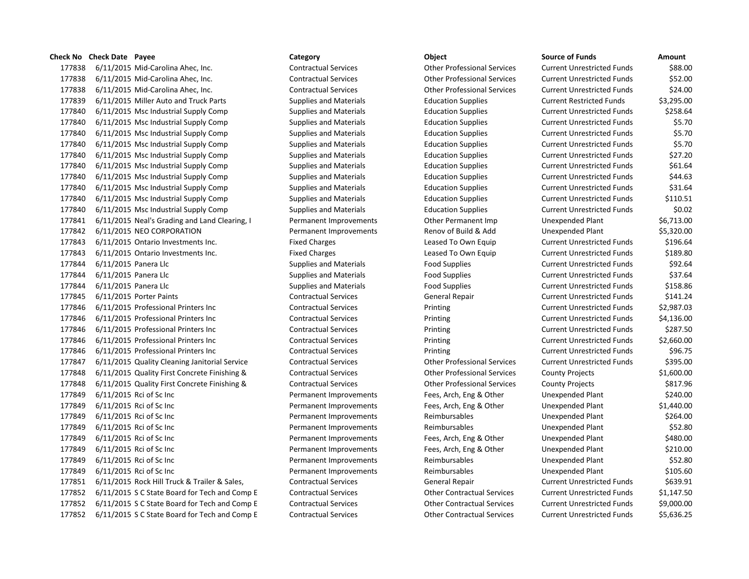| Check No | Check Date | Payee | Category | Object | Source of Funds | Amount |
|---|---|---|---|---|---|---|
| 177838 | 6/11/2015 | Mid-Carolina Ahec, Inc. | Contractual Services | Other Professional Services | Current Unrestricted Funds | $88.00 |
| 177838 | 6/11/2015 | Mid-Carolina Ahec, Inc. | Contractual Services | Other Professional Services | Current Unrestricted Funds | $52.00 |
| 177838 | 6/11/2015 | Mid-Carolina Ahec, Inc. | Contractual Services | Other Professional Services | Current Unrestricted Funds | $24.00 |
| 177839 | 6/11/2015 | Miller Auto and Truck Parts | Supplies and Materials | Education Supplies | Current Restricted Funds | $3,295.00 |
| 177840 | 6/11/2015 | Msc Industrial Supply Comp | Supplies and Materials | Education Supplies | Current Unrestricted Funds | $258.64 |
| 177840 | 6/11/2015 | Msc Industrial Supply Comp | Supplies and Materials | Education Supplies | Current Unrestricted Funds | $5.70 |
| 177840 | 6/11/2015 | Msc Industrial Supply Comp | Supplies and Materials | Education Supplies | Current Unrestricted Funds | $5.70 |
| 177840 | 6/11/2015 | Msc Industrial Supply Comp | Supplies and Materials | Education Supplies | Current Unrestricted Funds | $5.70 |
| 177840 | 6/11/2015 | Msc Industrial Supply Comp | Supplies and Materials | Education Supplies | Current Unrestricted Funds | $27.20 |
| 177840 | 6/11/2015 | Msc Industrial Supply Comp | Supplies and Materials | Education Supplies | Current Unrestricted Funds | $61.64 |
| 177840 | 6/11/2015 | Msc Industrial Supply Comp | Supplies and Materials | Education Supplies | Current Unrestricted Funds | $44.63 |
| 177840 | 6/11/2015 | Msc Industrial Supply Comp | Supplies and Materials | Education Supplies | Current Unrestricted Funds | $31.64 |
| 177840 | 6/11/2015 | Msc Industrial Supply Comp | Supplies and Materials | Education Supplies | Current Unrestricted Funds | $110.51 |
| 177840 | 6/11/2015 | Msc Industrial Supply Comp | Supplies and Materials | Education Supplies | Current Unrestricted Funds | $0.02 |
| 177841 | 6/11/2015 | Neal's Grading and Land Clearing, I | Permanent Improvements | Other Permanent Imp | Unexpended Plant | $6,713.00 |
| 177842 | 6/11/2015 | NEO CORPORATION | Permanent Improvements | Renov of Build & Add | Unexpended Plant | $5,320.00 |
| 177843 | 6/11/2015 | Ontario Investments Inc. | Fixed Charges | Leased To Own Equip | Current Unrestricted Funds | $196.64 |
| 177843 | 6/11/2015 | Ontario Investments Inc. | Fixed Charges | Leased To Own Equip | Current Unrestricted Funds | $189.80 |
| 177844 | 6/11/2015 | Panera Llc | Supplies and Materials | Food Supplies | Current Unrestricted Funds | $92.64 |
| 177844 | 6/11/2015 | Panera Llc | Supplies and Materials | Food Supplies | Current Unrestricted Funds | $37.64 |
| 177844 | 6/11/2015 | Panera Llc | Supplies and Materials | Food Supplies | Current Unrestricted Funds | $158.86 |
| 177845 | 6/11/2015 | Porter Paints | Contractual Services | General Repair | Current Unrestricted Funds | $141.24 |
| 177846 | 6/11/2015 | Professional Printers Inc | Contractual Services | Printing | Current Unrestricted Funds | $2,987.03 |
| 177846 | 6/11/2015 | Professional Printers Inc | Contractual Services | Printing | Current Unrestricted Funds | $4,136.00 |
| 177846 | 6/11/2015 | Professional Printers Inc | Contractual Services | Printing | Current Unrestricted Funds | $287.50 |
| 177846 | 6/11/2015 | Professional Printers Inc | Contractual Services | Printing | Current Unrestricted Funds | $2,660.00 |
| 177846 | 6/11/2015 | Professional Printers Inc | Contractual Services | Printing | Current Unrestricted Funds | $96.75 |
| 177847 | 6/11/2015 | Quality Cleaning Janitorial Service | Contractual Services | Other Professional Services | Current Unrestricted Funds | $395.00 |
| 177848 | 6/11/2015 | Quality First Concrete Finishing & | Contractual Services | Other Professional Services | County Projects | $1,600.00 |
| 177848 | 6/11/2015 | Quality First Concrete Finishing & | Contractual Services | Other Professional Services | County Projects | $817.96 |
| 177849 | 6/11/2015 | Rci of Sc Inc | Permanent Improvements | Fees, Arch, Eng & Other | Unexpended Plant | $240.00 |
| 177849 | 6/11/2015 | Rci of Sc Inc | Permanent Improvements | Fees, Arch, Eng & Other | Unexpended Plant | $1,440.00 |
| 177849 | 6/11/2015 | Rci of Sc Inc | Permanent Improvements | Reimbursables | Unexpended Plant | $264.00 |
| 177849 | 6/11/2015 | Rci of Sc Inc | Permanent Improvements | Reimbursables | Unexpended Plant | $52.80 |
| 177849 | 6/11/2015 | Rci of Sc Inc | Permanent Improvements | Fees, Arch, Eng & Other | Unexpended Plant | $480.00 |
| 177849 | 6/11/2015 | Rci of Sc Inc | Permanent Improvements | Fees, Arch, Eng & Other | Unexpended Plant | $210.00 |
| 177849 | 6/11/2015 | Rci of Sc Inc | Permanent Improvements | Reimbursables | Unexpended Plant | $52.80 |
| 177849 | 6/11/2015 | Rci of Sc Inc | Permanent Improvements | Reimbursables | Unexpended Plant | $105.60 |
| 177851 | 6/11/2015 | Rock Hill Truck & Trailer & Sales, | Contractual Services | General Repair | Current Unrestricted Funds | $639.91 |
| 177852 | 6/11/2015 | S C State Board for Tech and Comp E | Contractual Services | Other Contractual Services | Current Unrestricted Funds | $1,147.50 |
| 177852 | 6/11/2015 | S C State Board for Tech and Comp E | Contractual Services | Other Contractual Services | Current Unrestricted Funds | $9,000.00 |
| 177852 | 6/11/2015 | S C State Board for Tech and Comp E | Contractual Services | Other Contractual Services | Current Unrestricted Funds | $5,636.25 |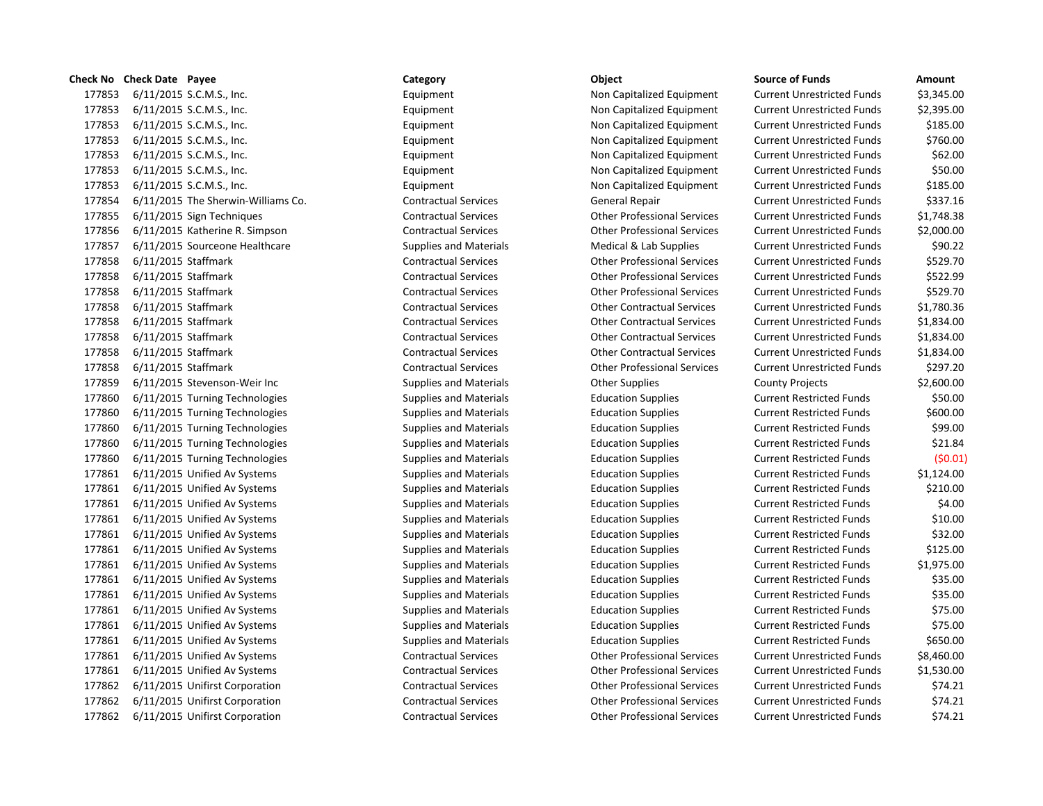| Check No | Check Date | Payee | Category | Object | Source of Funds | Amount |
|---|---|---|---|---|---|---|
| 177853 | 6/11/2015 | S.C.M.S., Inc. | Equipment | Non Capitalized Equipment | Current Unrestricted Funds | $3,345.00 |
| 177853 | 6/11/2015 | S.C.M.S., Inc. | Equipment | Non Capitalized Equipment | Current Unrestricted Funds | $2,395.00 |
| 177853 | 6/11/2015 | S.C.M.S., Inc. | Equipment | Non Capitalized Equipment | Current Unrestricted Funds | $185.00 |
| 177853 | 6/11/2015 | S.C.M.S., Inc. | Equipment | Non Capitalized Equipment | Current Unrestricted Funds | $760.00 |
| 177853 | 6/11/2015 | S.C.M.S., Inc. | Equipment | Non Capitalized Equipment | Current Unrestricted Funds | $62.00 |
| 177853 | 6/11/2015 | S.C.M.S., Inc. | Equipment | Non Capitalized Equipment | Current Unrestricted Funds | $50.00 |
| 177853 | 6/11/2015 | S.C.M.S., Inc. | Equipment | Non Capitalized Equipment | Current Unrestricted Funds | $185.00 |
| 177854 | 6/11/2015 | The Sherwin-Williams Co. | Contractual Services | General Repair | Current Unrestricted Funds | $337.16 |
| 177855 | 6/11/2015 | Sign Techniques | Contractual Services | Other Professional Services | Current Unrestricted Funds | $1,748.38 |
| 177856 | 6/11/2015 | Katherine R. Simpson | Contractual Services | Other Professional Services | Current Unrestricted Funds | $2,000.00 |
| 177857 | 6/11/2015 | Sourceone Healthcare | Supplies and Materials | Medical & Lab Supplies | Current Unrestricted Funds | $90.22 |
| 177858 | 6/11/2015 | Staffmark | Contractual Services | Other Professional Services | Current Unrestricted Funds | $529.70 |
| 177858 | 6/11/2015 | Staffmark | Contractual Services | Other Professional Services | Current Unrestricted Funds | $522.99 |
| 177858 | 6/11/2015 | Staffmark | Contractual Services | Other Professional Services | Current Unrestricted Funds | $529.70 |
| 177858 | 6/11/2015 | Staffmark | Contractual Services | Other Contractual Services | Current Unrestricted Funds | $1,780.36 |
| 177858 | 6/11/2015 | Staffmark | Contractual Services | Other Contractual Services | Current Unrestricted Funds | $1,834.00 |
| 177858 | 6/11/2015 | Staffmark | Contractual Services | Other Contractual Services | Current Unrestricted Funds | $1,834.00 |
| 177858 | 6/11/2015 | Staffmark | Contractual Services | Other Contractual Services | Current Unrestricted Funds | $1,834.00 |
| 177858 | 6/11/2015 | Staffmark | Contractual Services | Other Professional Services | Current Unrestricted Funds | $297.20 |
| 177859 | 6/11/2015 | Stevenson-Weir Inc | Supplies and Materials | Other Supplies | County Projects | $2,600.00 |
| 177860 | 6/11/2015 | Turning Technologies | Supplies and Materials | Education Supplies | Current Restricted Funds | $50.00 |
| 177860 | 6/11/2015 | Turning Technologies | Supplies and Materials | Education Supplies | Current Restricted Funds | $600.00 |
| 177860 | 6/11/2015 | Turning Technologies | Supplies and Materials | Education Supplies | Current Restricted Funds | $99.00 |
| 177860 | 6/11/2015 | Turning Technologies | Supplies and Materials | Education Supplies | Current Restricted Funds | $21.84 |
| 177860 | 6/11/2015 | Turning Technologies | Supplies and Materials | Education Supplies | Current Restricted Funds | ($0.01) |
| 177861 | 6/11/2015 | Unified Av Systems | Supplies and Materials | Education Supplies | Current Restricted Funds | $1,124.00 |
| 177861 | 6/11/2015 | Unified Av Systems | Supplies and Materials | Education Supplies | Current Restricted Funds | $210.00 |
| 177861 | 6/11/2015 | Unified Av Systems | Supplies and Materials | Education Supplies | Current Restricted Funds | $4.00 |
| 177861 | 6/11/2015 | Unified Av Systems | Supplies and Materials | Education Supplies | Current Restricted Funds | $10.00 |
| 177861 | 6/11/2015 | Unified Av Systems | Supplies and Materials | Education Supplies | Current Restricted Funds | $32.00 |
| 177861 | 6/11/2015 | Unified Av Systems | Supplies and Materials | Education Supplies | Current Restricted Funds | $125.00 |
| 177861 | 6/11/2015 | Unified Av Systems | Supplies and Materials | Education Supplies | Current Restricted Funds | $1,975.00 |
| 177861 | 6/11/2015 | Unified Av Systems | Supplies and Materials | Education Supplies | Current Restricted Funds | $35.00 |
| 177861 | 6/11/2015 | Unified Av Systems | Supplies and Materials | Education Supplies | Current Restricted Funds | $35.00 |
| 177861 | 6/11/2015 | Unified Av Systems | Supplies and Materials | Education Supplies | Current Restricted Funds | $75.00 |
| 177861 | 6/11/2015 | Unified Av Systems | Supplies and Materials | Education Supplies | Current Restricted Funds | $75.00 |
| 177861 | 6/11/2015 | Unified Av Systems | Supplies and Materials | Education Supplies | Current Restricted Funds | $650.00 |
| 177861 | 6/11/2015 | Unified Av Systems | Contractual Services | Other Professional Services | Current Unrestricted Funds | $8,460.00 |
| 177861 | 6/11/2015 | Unified Av Systems | Contractual Services | Other Professional Services | Current Unrestricted Funds | $1,530.00 |
| 177862 | 6/11/2015 | Unifirst Corporation | Contractual Services | Other Professional Services | Current Unrestricted Funds | $74.21 |
| 177862 | 6/11/2015 | Unifirst Corporation | Contractual Services | Other Professional Services | Current Unrestricted Funds | $74.21 |
| 177862 | 6/11/2015 | Unifirst Corporation | Contractual Services | Other Professional Services | Current Unrestricted Funds | $74.21 |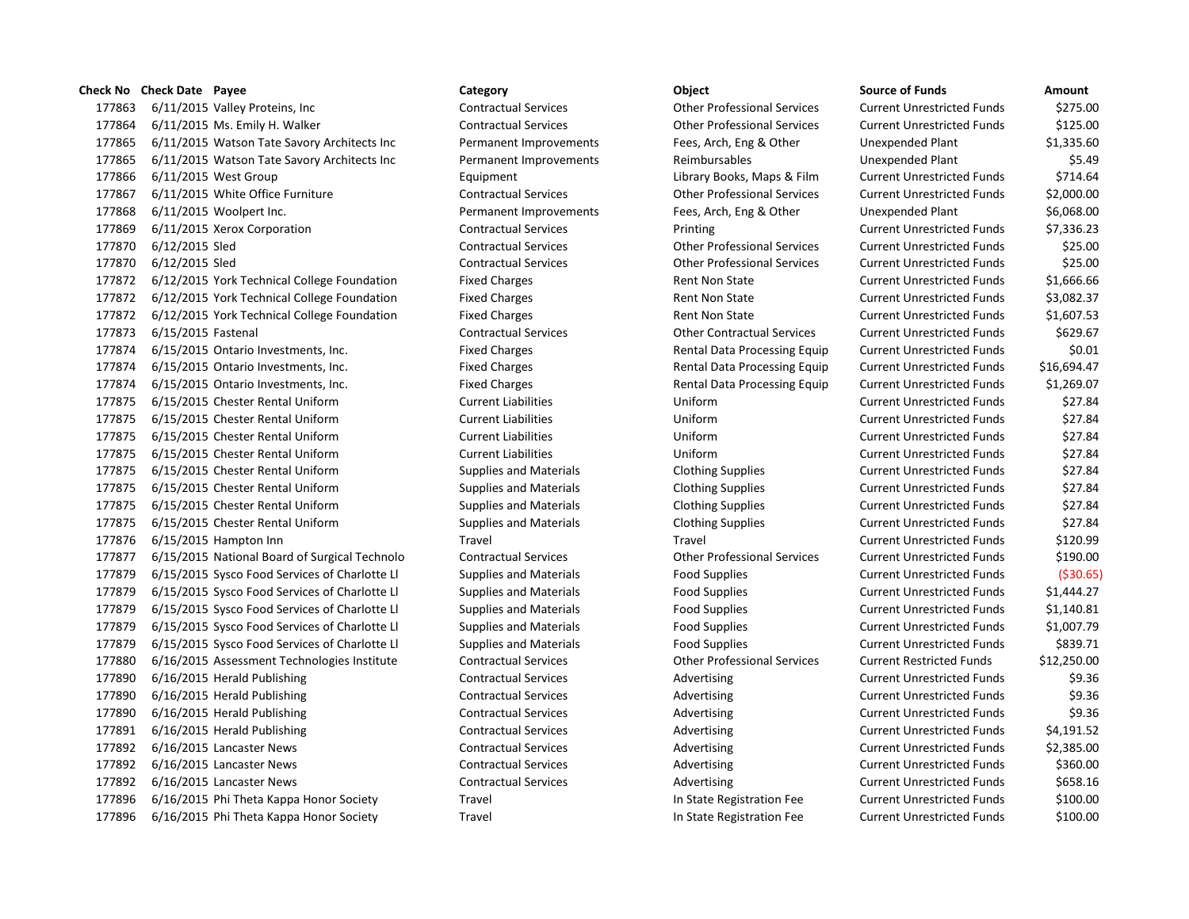| Check No | Check Date | Payee | Category | Object | Source of Funds | Amount |
|---|---|---|---|---|---|---|
| 177863 | 6/11/2015 | Valley Proteins, Inc | Contractual Services | Other Professional Services | Current Unrestricted Funds | $275.00 |
| 177864 | 6/11/2015 | Ms. Emily H. Walker | Contractual Services | Other Professional Services | Current Unrestricted Funds | $125.00 |
| 177865 | 6/11/2015 | Watson Tate Savory Architects Inc | Permanent Improvements | Fees, Arch, Eng & Other | Unexpended Plant | $1,335.60 |
| 177865 | 6/11/2015 | Watson Tate Savory Architects Inc | Permanent Improvements | Reimbursables | Unexpended Plant | $5.49 |
| 177866 | 6/11/2015 | West Group | Equipment | Library Books, Maps & Film | Current Unrestricted Funds | $714.64 |
| 177867 | 6/11/2015 | White Office Furniture | Contractual Services | Other Professional Services | Current Unrestricted Funds | $2,000.00 |
| 177868 | 6/11/2015 | Woolpert Inc. | Permanent Improvements | Fees, Arch, Eng & Other | Unexpended Plant | $6,068.00 |
| 177869 | 6/11/2015 | Xerox Corporation | Contractual Services | Printing | Current Unrestricted Funds | $7,336.23 |
| 177870 | 6/12/2015 | Sled | Contractual Services | Other Professional Services | Current Unrestricted Funds | $25.00 |
| 177870 | 6/12/2015 | Sled | Contractual Services | Other Professional Services | Current Unrestricted Funds | $25.00 |
| 177872 | 6/12/2015 | York Technical College Foundation | Fixed Charges | Rent Non State | Current Unrestricted Funds | $1,666.66 |
| 177872 | 6/12/2015 | York Technical College Foundation | Fixed Charges | Rent Non State | Current Unrestricted Funds | $3,082.37 |
| 177872 | 6/12/2015 | York Technical College Foundation | Fixed Charges | Rent Non State | Current Unrestricted Funds | $1,607.53 |
| 177873 | 6/15/2015 | Fastenal | Contractual Services | Other Contractual Services | Current Unrestricted Funds | $629.67 |
| 177874 | 6/15/2015 | Ontario Investments, Inc. | Fixed Charges | Rental Data Processing Equip | Current Unrestricted Funds | $0.01 |
| 177874 | 6/15/2015 | Ontario Investments, Inc. | Fixed Charges | Rental Data Processing Equip | Current Unrestricted Funds | $16,694.47 |
| 177874 | 6/15/2015 | Ontario Investments, Inc. | Fixed Charges | Rental Data Processing Equip | Current Unrestricted Funds | $1,269.07 |
| 177875 | 6/15/2015 | Chester Rental Uniform | Current Liabilities | Uniform | Current Unrestricted Funds | $27.84 |
| 177875 | 6/15/2015 | Chester Rental Uniform | Current Liabilities | Uniform | Current Unrestricted Funds | $27.84 |
| 177875 | 6/15/2015 | Chester Rental Uniform | Current Liabilities | Uniform | Current Unrestricted Funds | $27.84 |
| 177875 | 6/15/2015 | Chester Rental Uniform | Current Liabilities | Uniform | Current Unrestricted Funds | $27.84 |
| 177875 | 6/15/2015 | Chester Rental Uniform | Supplies and Materials | Clothing Supplies | Current Unrestricted Funds | $27.84 |
| 177875 | 6/15/2015 | Chester Rental Uniform | Supplies and Materials | Clothing Supplies | Current Unrestricted Funds | $27.84 |
| 177875 | 6/15/2015 | Chester Rental Uniform | Supplies and Materials | Clothing Supplies | Current Unrestricted Funds | $27.84 |
| 177875 | 6/15/2015 | Chester Rental Uniform | Supplies and Materials | Clothing Supplies | Current Unrestricted Funds | $27.84 |
| 177876 | 6/15/2015 | Hampton Inn | Travel | Travel | Current Unrestricted Funds | $120.99 |
| 177877 | 6/15/2015 | National Board of Surgical Technolo | Contractual Services | Other Professional Services | Current Unrestricted Funds | $190.00 |
| 177879 | 6/15/2015 | Sysco Food Services of Charlotte Ll | Supplies and Materials | Food Supplies | Current Unrestricted Funds | ($30.65) |
| 177879 | 6/15/2015 | Sysco Food Services of Charlotte Ll | Supplies and Materials | Food Supplies | Current Unrestricted Funds | $1,444.27 |
| 177879 | 6/15/2015 | Sysco Food Services of Charlotte Ll | Supplies and Materials | Food Supplies | Current Unrestricted Funds | $1,140.81 |
| 177879 | 6/15/2015 | Sysco Food Services of Charlotte Ll | Supplies and Materials | Food Supplies | Current Unrestricted Funds | $1,007.79 |
| 177879 | 6/15/2015 | Sysco Food Services of Charlotte Ll | Supplies and Materials | Food Supplies | Current Unrestricted Funds | $839.71 |
| 177880 | 6/16/2015 | Assessment Technologies Institute | Contractual Services | Other Professional Services | Current Restricted Funds | $12,250.00 |
| 177890 | 6/16/2015 | Herald Publishing | Contractual Services | Advertising | Current Unrestricted Funds | $9.36 |
| 177890 | 6/16/2015 | Herald Publishing | Contractual Services | Advertising | Current Unrestricted Funds | $9.36 |
| 177890 | 6/16/2015 | Herald Publishing | Contractual Services | Advertising | Current Unrestricted Funds | $9.36 |
| 177891 | 6/16/2015 | Herald Publishing | Contractual Services | Advertising | Current Unrestricted Funds | $4,191.52 |
| 177892 | 6/16/2015 | Lancaster News | Contractual Services | Advertising | Current Unrestricted Funds | $2,385.00 |
| 177892 | 6/16/2015 | Lancaster News | Contractual Services | Advertising | Current Unrestricted Funds | $360.00 |
| 177892 | 6/16/2015 | Lancaster News | Contractual Services | Advertising | Current Unrestricted Funds | $658.16 |
| 177896 | 6/16/2015 | Phi Theta Kappa Honor Society | Travel | In State Registration Fee | Current Unrestricted Funds | $100.00 |
| 177896 | 6/16/2015 | Phi Theta Kappa Honor Society | Travel | In State Registration Fee | Current Unrestricted Funds | $100.00 |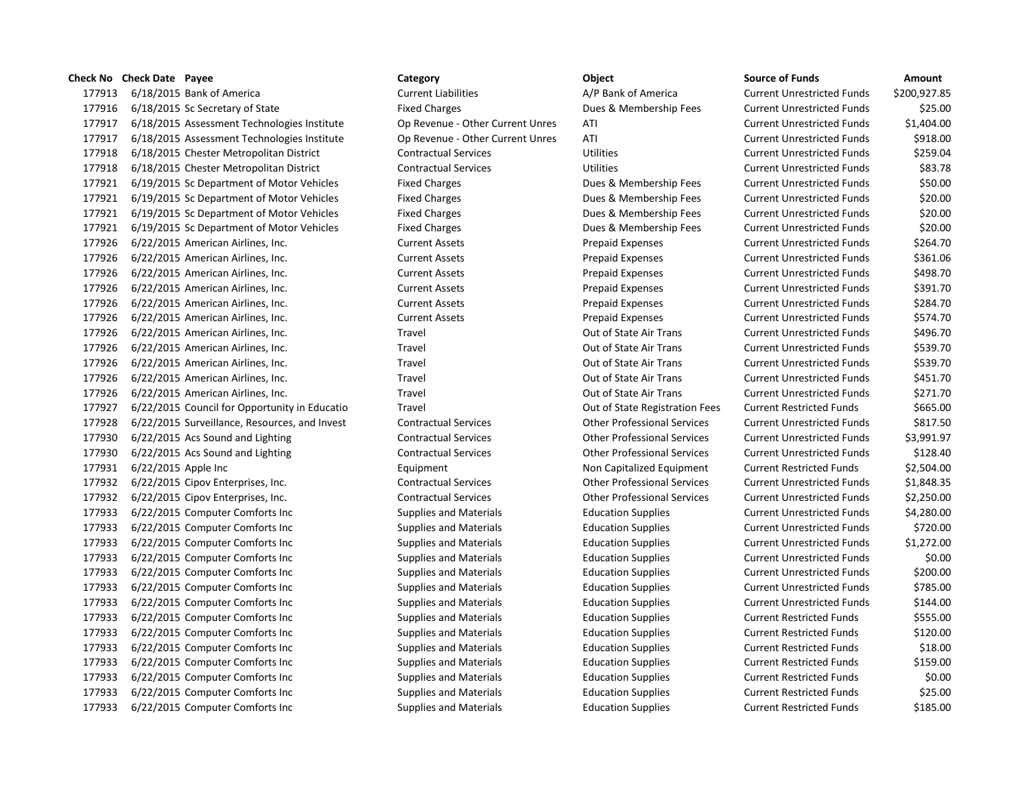| Check No | Check Date | Payee | Category | Object | Source of Funds | Amount |
|---|---|---|---|---|---|---|
| 177913 | 6/18/2015 | Bank of America | Current Liabilities | A/P Bank of America | Current Unrestricted Funds | $200,927.85 |
| 177916 | 6/18/2015 | Sc Secretary of State | Fixed Charges | Dues & Membership Fees | Current Unrestricted Funds | $25.00 |
| 177917 | 6/18/2015 | Assessment Technologies Institute | Op Revenue - Other Current Unres | ATI | Current Unrestricted Funds | $1,404.00 |
| 177917 | 6/18/2015 | Assessment Technologies Institute | Op Revenue - Other Current Unres | ATI | Current Unrestricted Funds | $918.00 |
| 177918 | 6/18/2015 | Chester Metropolitan District | Contractual Services | Utilities | Current Unrestricted Funds | $259.04 |
| 177918 | 6/18/2015 | Chester Metropolitan District | Contractual Services | Utilities | Current Unrestricted Funds | $83.78 |
| 177921 | 6/19/2015 | Sc Department of Motor Vehicles | Fixed Charges | Dues & Membership Fees | Current Unrestricted Funds | $50.00 |
| 177921 | 6/19/2015 | Sc Department of Motor Vehicles | Fixed Charges | Dues & Membership Fees | Current Unrestricted Funds | $20.00 |
| 177921 | 6/19/2015 | Sc Department of Motor Vehicles | Fixed Charges | Dues & Membership Fees | Current Unrestricted Funds | $20.00 |
| 177921 | 6/19/2015 | Sc Department of Motor Vehicles | Fixed Charges | Dues & Membership Fees | Current Unrestricted Funds | $20.00 |
| 177926 | 6/22/2015 | American Airlines, Inc. | Current Assets | Prepaid Expenses | Current Unrestricted Funds | $264.70 |
| 177926 | 6/22/2015 | American Airlines, Inc. | Current Assets | Prepaid Expenses | Current Unrestricted Funds | $361.06 |
| 177926 | 6/22/2015 | American Airlines, Inc. | Current Assets | Prepaid Expenses | Current Unrestricted Funds | $498.70 |
| 177926 | 6/22/2015 | American Airlines, Inc. | Current Assets | Prepaid Expenses | Current Unrestricted Funds | $391.70 |
| 177926 | 6/22/2015 | American Airlines, Inc. | Current Assets | Prepaid Expenses | Current Unrestricted Funds | $284.70 |
| 177926 | 6/22/2015 | American Airlines, Inc. | Current Assets | Prepaid Expenses | Current Unrestricted Funds | $574.70 |
| 177926 | 6/22/2015 | American Airlines, Inc. | Travel | Out of State Air Trans | Current Unrestricted Funds | $496.70 |
| 177926 | 6/22/2015 | American Airlines, Inc. | Travel | Out of State Air Trans | Current Unrestricted Funds | $539.70 |
| 177926 | 6/22/2015 | American Airlines, Inc. | Travel | Out of State Air Trans | Current Unrestricted Funds | $539.70 |
| 177926 | 6/22/2015 | American Airlines, Inc. | Travel | Out of State Air Trans | Current Unrestricted Funds | $451.70 |
| 177926 | 6/22/2015 | American Airlines, Inc. | Travel | Out of State Air Trans | Current Unrestricted Funds | $271.70 |
| 177927 | 6/22/2015 | Council for Opportunity in Educatio | Travel | Out of State Registration Fees | Current Restricted Funds | $665.00 |
| 177928 | 6/22/2015 | Surveillance, Resources, and Invest | Contractual Services | Other Professional Services | Current Unrestricted Funds | $817.50 |
| 177930 | 6/22/2015 | Acs Sound and Lighting | Contractual Services | Other Professional Services | Current Unrestricted Funds | $3,991.97 |
| 177930 | 6/22/2015 | Acs Sound and Lighting | Contractual Services | Other Professional Services | Current Unrestricted Funds | $128.40 |
| 177931 | 6/22/2015 | Apple Inc | Equipment | Non Capitalized Equipment | Current Restricted Funds | $2,504.00 |
| 177932 | 6/22/2015 | Cipov Enterprises, Inc. | Contractual Services | Other Professional Services | Current Unrestricted Funds | $1,848.35 |
| 177932 | 6/22/2015 | Cipov Enterprises, Inc. | Contractual Services | Other Professional Services | Current Unrestricted Funds | $2,250.00 |
| 177933 | 6/22/2015 | Computer Comforts Inc | Supplies and Materials | Education Supplies | Current Unrestricted Funds | $4,280.00 |
| 177933 | 6/22/2015 | Computer Comforts Inc | Supplies and Materials | Education Supplies | Current Unrestricted Funds | $720.00 |
| 177933 | 6/22/2015 | Computer Comforts Inc | Supplies and Materials | Education Supplies | Current Unrestricted Funds | $1,272.00 |
| 177933 | 6/22/2015 | Computer Comforts Inc | Supplies and Materials | Education Supplies | Current Unrestricted Funds | $0.00 |
| 177933 | 6/22/2015 | Computer Comforts Inc | Supplies and Materials | Education Supplies | Current Unrestricted Funds | $200.00 |
| 177933 | 6/22/2015 | Computer Comforts Inc | Supplies and Materials | Education Supplies | Current Unrestricted Funds | $785.00 |
| 177933 | 6/22/2015 | Computer Comforts Inc | Supplies and Materials | Education Supplies | Current Unrestricted Funds | $144.00 |
| 177933 | 6/22/2015 | Computer Comforts Inc | Supplies and Materials | Education Supplies | Current Restricted Funds | $555.00 |
| 177933 | 6/22/2015 | Computer Comforts Inc | Supplies and Materials | Education Supplies | Current Restricted Funds | $120.00 |
| 177933 | 6/22/2015 | Computer Comforts Inc | Supplies and Materials | Education Supplies | Current Restricted Funds | $18.00 |
| 177933 | 6/22/2015 | Computer Comforts Inc | Supplies and Materials | Education Supplies | Current Restricted Funds | $159.00 |
| 177933 | 6/22/2015 | Computer Comforts Inc | Supplies and Materials | Education Supplies | Current Restricted Funds | $0.00 |
| 177933 | 6/22/2015 | Computer Comforts Inc | Supplies and Materials | Education Supplies | Current Restricted Funds | $25.00 |
| 177933 | 6/22/2015 | Computer Comforts Inc | Supplies and Materials | Education Supplies | Current Restricted Funds | $185.00 |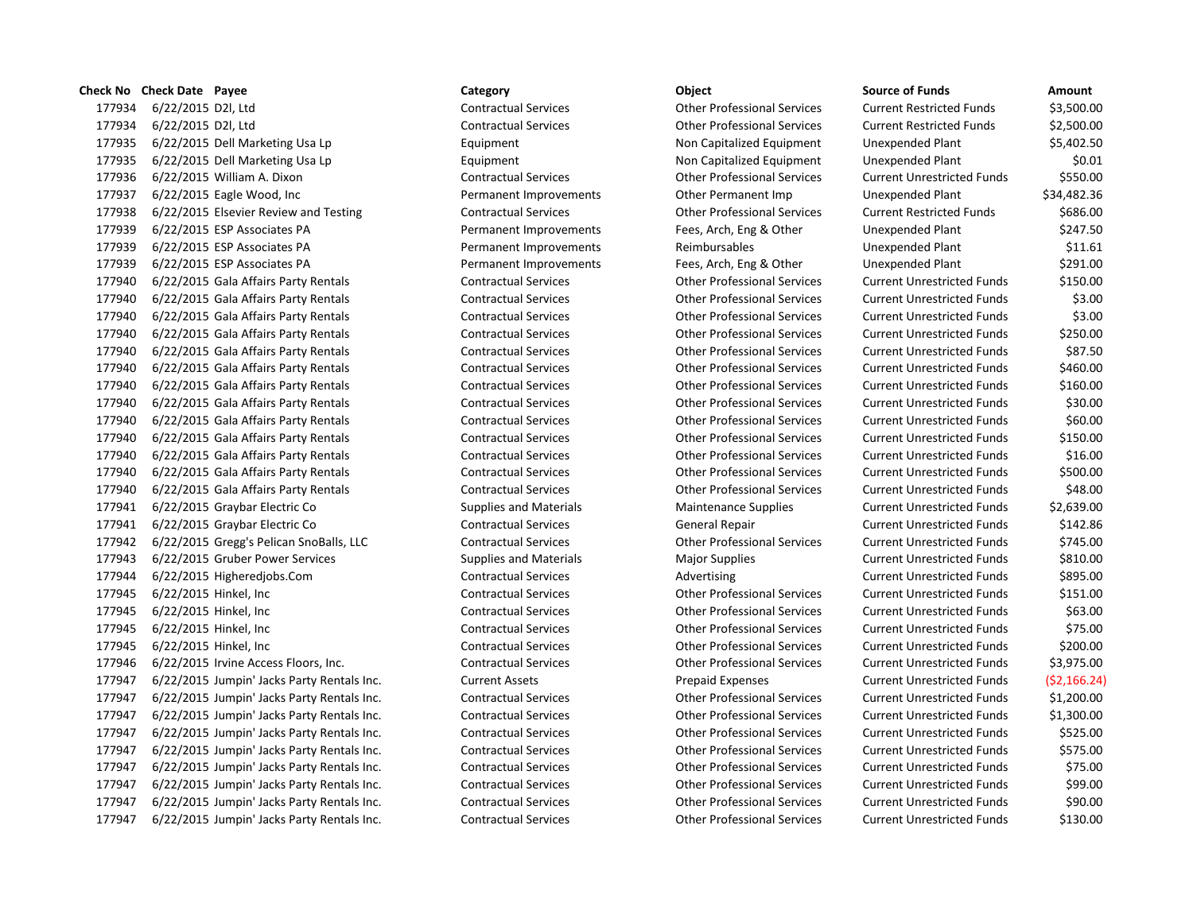| Check No | Check Date | Payee | Category | Object | Source of Funds | Amount |
|---|---|---|---|---|---|---|
| 177934 | 6/22/2015 | D2l, Ltd | Contractual Services | Other Professional Services | Current Restricted Funds | $3,500.00 |
| 177934 | 6/22/2015 | D2l, Ltd | Contractual Services | Other Professional Services | Current Restricted Funds | $2,500.00 |
| 177935 | 6/22/2015 | Dell Marketing Usa Lp | Equipment | Non Capitalized Equipment | Unexpended Plant | $5,402.50 |
| 177935 | 6/22/2015 | Dell Marketing Usa Lp | Equipment | Non Capitalized Equipment | Unexpended Plant | $0.01 |
| 177936 | 6/22/2015 | William A. Dixon | Contractual Services | Other Professional Services | Current Unrestricted Funds | $550.00 |
| 177937 | 6/22/2015 | Eagle Wood, Inc | Permanent Improvements | Other Permanent Imp | Unexpended Plant | $34,482.36 |
| 177938 | 6/22/2015 | Elsevier Review and Testing | Contractual Services | Other Professional Services | Current Restricted Funds | $686.00 |
| 177939 | 6/22/2015 | ESP Associates PA | Permanent Improvements | Fees, Arch, Eng & Other | Unexpended Plant | $247.50 |
| 177939 | 6/22/2015 | ESP Associates PA | Permanent Improvements | Reimbursables | Unexpended Plant | $11.61 |
| 177939 | 6/22/2015 | ESP Associates PA | Permanent Improvements | Fees, Arch, Eng & Other | Unexpended Plant | $291.00 |
| 177940 | 6/22/2015 | Gala Affairs Party Rentals | Contractual Services | Other Professional Services | Current Unrestricted Funds | $150.00 |
| 177940 | 6/22/2015 | Gala Affairs Party Rentals | Contractual Services | Other Professional Services | Current Unrestricted Funds | $3.00 |
| 177940 | 6/22/2015 | Gala Affairs Party Rentals | Contractual Services | Other Professional Services | Current Unrestricted Funds | $3.00 |
| 177940 | 6/22/2015 | Gala Affairs Party Rentals | Contractual Services | Other Professional Services | Current Unrestricted Funds | $250.00 |
| 177940 | 6/22/2015 | Gala Affairs Party Rentals | Contractual Services | Other Professional Services | Current Unrestricted Funds | $87.50 |
| 177940 | 6/22/2015 | Gala Affairs Party Rentals | Contractual Services | Other Professional Services | Current Unrestricted Funds | $460.00 |
| 177940 | 6/22/2015 | Gala Affairs Party Rentals | Contractual Services | Other Professional Services | Current Unrestricted Funds | $160.00 |
| 177940 | 6/22/2015 | Gala Affairs Party Rentals | Contractual Services | Other Professional Services | Current Unrestricted Funds | $30.00 |
| 177940 | 6/22/2015 | Gala Affairs Party Rentals | Contractual Services | Other Professional Services | Current Unrestricted Funds | $60.00 |
| 177940 | 6/22/2015 | Gala Affairs Party Rentals | Contractual Services | Other Professional Services | Current Unrestricted Funds | $150.00 |
| 177940 | 6/22/2015 | Gala Affairs Party Rentals | Contractual Services | Other Professional Services | Current Unrestricted Funds | $16.00 |
| 177940 | 6/22/2015 | Gala Affairs Party Rentals | Contractual Services | Other Professional Services | Current Unrestricted Funds | $500.00 |
| 177940 | 6/22/2015 | Gala Affairs Party Rentals | Contractual Services | Other Professional Services | Current Unrestricted Funds | $48.00 |
| 177941 | 6/22/2015 | Graybar Electric Co | Supplies and Materials | Maintenance Supplies | Current Unrestricted Funds | $2,639.00 |
| 177941 | 6/22/2015 | Graybar Electric Co | Contractual Services | General Repair | Current Unrestricted Funds | $142.86 |
| 177942 | 6/22/2015 | Gregg's Pelican SnoBalls, LLC | Contractual Services | Other Professional Services | Current Unrestricted Funds | $745.00 |
| 177943 | 6/22/2015 | Gruber Power Services | Supplies and Materials | Major Supplies | Current Unrestricted Funds | $810.00 |
| 177944 | 6/22/2015 | Higheredjobs.Com | Contractual Services | Advertising | Current Unrestricted Funds | $895.00 |
| 177945 | 6/22/2015 | Hinkel, Inc | Contractual Services | Other Professional Services | Current Unrestricted Funds | $151.00 |
| 177945 | 6/22/2015 | Hinkel, Inc | Contractual Services | Other Professional Services | Current Unrestricted Funds | $63.00 |
| 177945 | 6/22/2015 | Hinkel, Inc | Contractual Services | Other Professional Services | Current Unrestricted Funds | $75.00 |
| 177945 | 6/22/2015 | Hinkel, Inc | Contractual Services | Other Professional Services | Current Unrestricted Funds | $200.00 |
| 177946 | 6/22/2015 | Irvine Access Floors, Inc. | Contractual Services | Other Professional Services | Current Unrestricted Funds | $3,975.00 |
| 177947 | 6/22/2015 | Jumpin' Jacks Party Rentals Inc. | Current Assets | Prepaid Expenses | Current Unrestricted Funds | ($2,166.24) |
| 177947 | 6/22/2015 | Jumpin' Jacks Party Rentals Inc. | Contractual Services | Other Professional Services | Current Unrestricted Funds | $1,200.00 |
| 177947 | 6/22/2015 | Jumpin' Jacks Party Rentals Inc. | Contractual Services | Other Professional Services | Current Unrestricted Funds | $1,300.00 |
| 177947 | 6/22/2015 | Jumpin' Jacks Party Rentals Inc. | Contractual Services | Other Professional Services | Current Unrestricted Funds | $525.00 |
| 177947 | 6/22/2015 | Jumpin' Jacks Party Rentals Inc. | Contractual Services | Other Professional Services | Current Unrestricted Funds | $575.00 |
| 177947 | 6/22/2015 | Jumpin' Jacks Party Rentals Inc. | Contractual Services | Other Professional Services | Current Unrestricted Funds | $75.00 |
| 177947 | 6/22/2015 | Jumpin' Jacks Party Rentals Inc. | Contractual Services | Other Professional Services | Current Unrestricted Funds | $99.00 |
| 177947 | 6/22/2015 | Jumpin' Jacks Party Rentals Inc. | Contractual Services | Other Professional Services | Current Unrestricted Funds | $90.00 |
| 177947 | 6/22/2015 | Jumpin' Jacks Party Rentals Inc. | Contractual Services | Other Professional Services | Current Unrestricted Funds | $130.00 |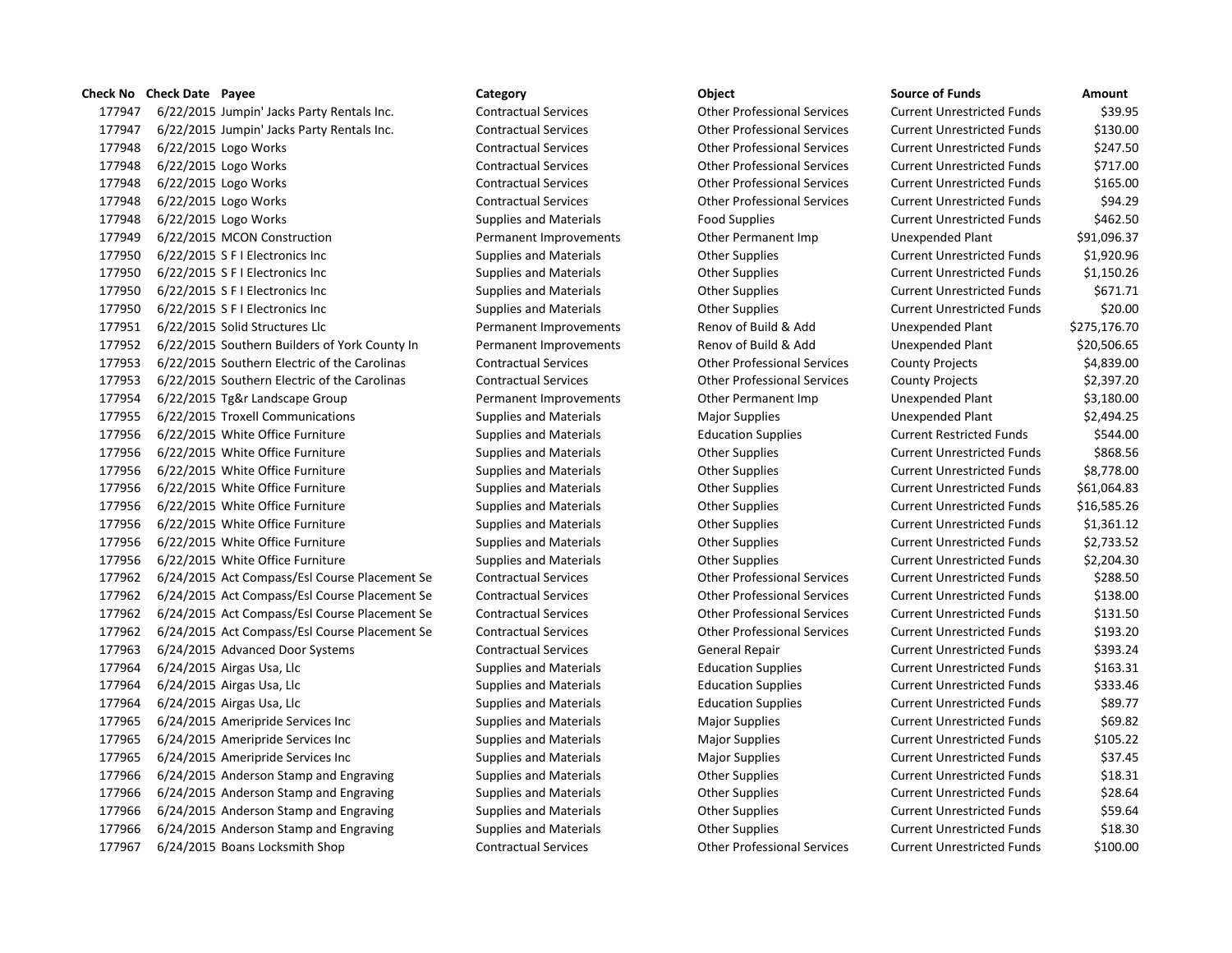| Check No | Check Date | Payee | Category | Object | Source of Funds | Amount |
|---|---|---|---|---|---|---|
| 177947 | 6/22/2015 | Jumpin' Jacks Party Rentals Inc. | Contractual Services | Other Professional Services | Current Unrestricted Funds | $39.95 |
| 177947 | 6/22/2015 | Jumpin' Jacks Party Rentals Inc. | Contractual Services | Other Professional Services | Current Unrestricted Funds | $130.00 |
| 177948 | 6/22/2015 | Logo Works | Contractual Services | Other Professional Services | Current Unrestricted Funds | $247.50 |
| 177948 | 6/22/2015 | Logo Works | Contractual Services | Other Professional Services | Current Unrestricted Funds | $717.00 |
| 177948 | 6/22/2015 | Logo Works | Contractual Services | Other Professional Services | Current Unrestricted Funds | $165.00 |
| 177948 | 6/22/2015 | Logo Works | Contractual Services | Other Professional Services | Current Unrestricted Funds | $94.29 |
| 177948 | 6/22/2015 | Logo Works | Supplies and Materials | Food Supplies | Current Unrestricted Funds | $462.50 |
| 177949 | 6/22/2015 | MCON Construction | Permanent Improvements | Other Permanent Imp | Unexpended Plant | $91,096.37 |
| 177950 | 6/22/2015 | S F I Electronics Inc | Supplies and Materials | Other Supplies | Current Unrestricted Funds | $1,920.96 |
| 177950 | 6/22/2015 | S F I Electronics Inc | Supplies and Materials | Other Supplies | Current Unrestricted Funds | $1,150.26 |
| 177950 | 6/22/2015 | S F I Electronics Inc | Supplies and Materials | Other Supplies | Current Unrestricted Funds | $671.71 |
| 177950 | 6/22/2015 | S F I Electronics Inc | Supplies and Materials | Other Supplies | Current Unrestricted Funds | $20.00 |
| 177951 | 6/22/2015 | Solid Structures Llc | Permanent Improvements | Renov of Build & Add | Unexpended Plant | $275,176.70 |
| 177952 | 6/22/2015 | Southern Builders of York County In | Permanent Improvements | Renov of Build & Add | Unexpended Plant | $20,506.65 |
| 177953 | 6/22/2015 | Southern Electric of the Carolinas | Contractual Services | Other Professional Services | County Projects | $4,839.00 |
| 177953 | 6/22/2015 | Southern Electric of the Carolinas | Contractual Services | Other Professional Services | County Projects | $2,397.20 |
| 177954 | 6/22/2015 | Tg&r Landscape Group | Permanent Improvements | Other Permanent Imp | Unexpended Plant | $3,180.00 |
| 177955 | 6/22/2015 | Troxell Communications | Supplies and Materials | Major Supplies | Unexpended Plant | $2,494.25 |
| 177956 | 6/22/2015 | White Office Furniture | Supplies and Materials | Education Supplies | Current Restricted Funds | $544.00 |
| 177956 | 6/22/2015 | White Office Furniture | Supplies and Materials | Other Supplies | Current Unrestricted Funds | $868.56 |
| 177956 | 6/22/2015 | White Office Furniture | Supplies and Materials | Other Supplies | Current Unrestricted Funds | $8,778.00 |
| 177956 | 6/22/2015 | White Office Furniture | Supplies and Materials | Other Supplies | Current Unrestricted Funds | $61,064.83 |
| 177956 | 6/22/2015 | White Office Furniture | Supplies and Materials | Other Supplies | Current Unrestricted Funds | $16,585.26 |
| 177956 | 6/22/2015 | White Office Furniture | Supplies and Materials | Other Supplies | Current Unrestricted Funds | $1,361.12 |
| 177956 | 6/22/2015 | White Office Furniture | Supplies and Materials | Other Supplies | Current Unrestricted Funds | $2,733.52 |
| 177956 | 6/22/2015 | White Office Furniture | Supplies and Materials | Other Supplies | Current Unrestricted Funds | $2,204.30 |
| 177962 | 6/24/2015 | Act Compass/Esl Course Placement Se | Contractual Services | Other Professional Services | Current Unrestricted Funds | $288.50 |
| 177962 | 6/24/2015 | Act Compass/Esl Course Placement Se | Contractual Services | Other Professional Services | Current Unrestricted Funds | $138.00 |
| 177962 | 6/24/2015 | Act Compass/Esl Course Placement Se | Contractual Services | Other Professional Services | Current Unrestricted Funds | $131.50 |
| 177962 | 6/24/2015 | Act Compass/Esl Course Placement Se | Contractual Services | Other Professional Services | Current Unrestricted Funds | $193.20 |
| 177963 | 6/24/2015 | Advanced Door Systems | Contractual Services | General Repair | Current Unrestricted Funds | $393.24 |
| 177964 | 6/24/2015 | Airgas Usa, Llc | Supplies and Materials | Education Supplies | Current Unrestricted Funds | $163.31 |
| 177964 | 6/24/2015 | Airgas Usa, Llc | Supplies and Materials | Education Supplies | Current Unrestricted Funds | $333.46 |
| 177964 | 6/24/2015 | Airgas Usa, Llc | Supplies and Materials | Education Supplies | Current Unrestricted Funds | $89.77 |
| 177965 | 6/24/2015 | Ameripride Services Inc | Supplies and Materials | Major Supplies | Current Unrestricted Funds | $69.82 |
| 177965 | 6/24/2015 | Ameripride Services Inc | Supplies and Materials | Major Supplies | Current Unrestricted Funds | $105.22 |
| 177965 | 6/24/2015 | Ameripride Services Inc | Supplies and Materials | Major Supplies | Current Unrestricted Funds | $37.45 |
| 177966 | 6/24/2015 | Anderson Stamp and Engraving | Supplies and Materials | Other Supplies | Current Unrestricted Funds | $18.31 |
| 177966 | 6/24/2015 | Anderson Stamp and Engraving | Supplies and Materials | Other Supplies | Current Unrestricted Funds | $28.64 |
| 177966 | 6/24/2015 | Anderson Stamp and Engraving | Supplies and Materials | Other Supplies | Current Unrestricted Funds | $59.64 |
| 177966 | 6/24/2015 | Anderson Stamp and Engraving | Supplies and Materials | Other Supplies | Current Unrestricted Funds | $18.30 |
| 177967 | 6/24/2015 | Boans Locksmith Shop | Contractual Services | Other Professional Services | Current Unrestricted Funds | $100.00 |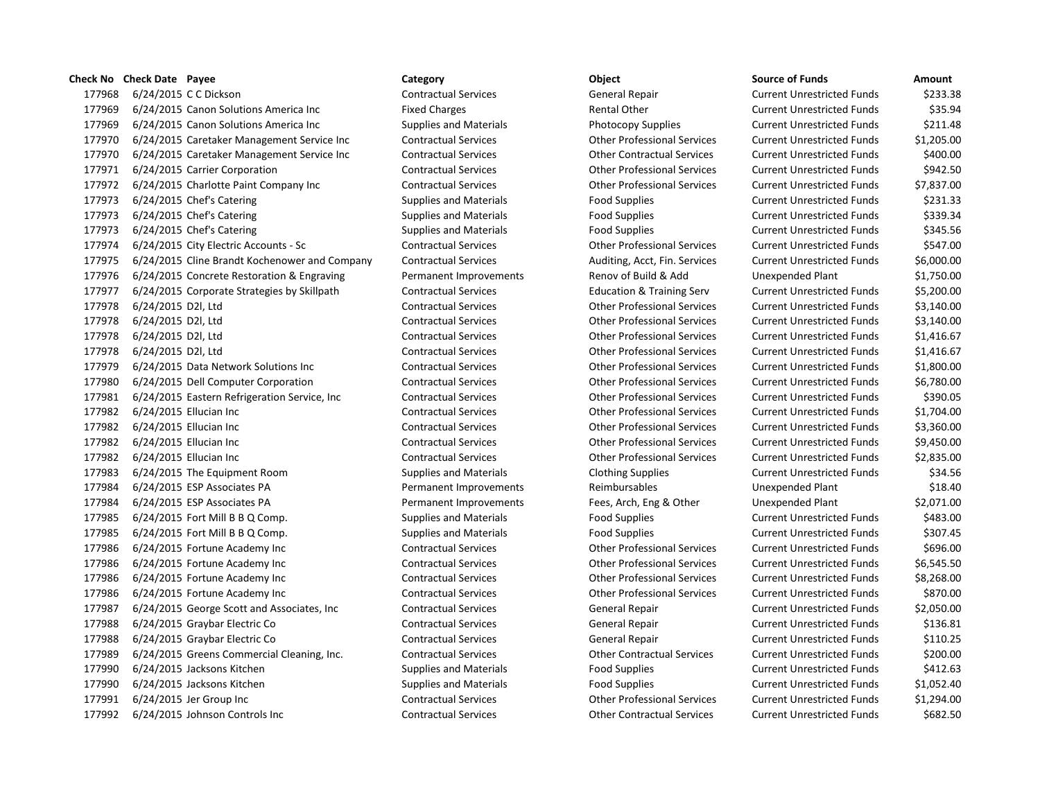| Check No | Check Date | Payee | Category | Object | Source of Funds | Amount |
|---|---|---|---|---|---|---|
| 177968 | 6/24/2015 | C C Dickson | Contractual Services | General Repair | Current Unrestricted Funds | $233.38 |
| 177969 | 6/24/2015 | Canon Solutions America Inc | Fixed Charges | Rental Other | Current Unrestricted Funds | $35.94 |
| 177969 | 6/24/2015 | Canon Solutions America Inc | Supplies and Materials | Photocopy Supplies | Current Unrestricted Funds | $211.48 |
| 177970 | 6/24/2015 | Caretaker Management Service Inc | Contractual Services | Other Professional Services | Current Unrestricted Funds | $1,205.00 |
| 177970 | 6/24/2015 | Caretaker Management Service Inc | Contractual Services | Other Contractual Services | Current Unrestricted Funds | $400.00 |
| 177971 | 6/24/2015 | Carrier Corporation | Contractual Services | Other Professional Services | Current Unrestricted Funds | $942.50 |
| 177972 | 6/24/2015 | Charlotte Paint Company Inc | Contractual Services | Other Professional Services | Current Unrestricted Funds | $7,837.00 |
| 177973 | 6/24/2015 | Chef's Catering | Supplies and Materials | Food Supplies | Current Unrestricted Funds | $231.33 |
| 177973 | 6/24/2015 | Chef's Catering | Supplies and Materials | Food Supplies | Current Unrestricted Funds | $339.34 |
| 177973 | 6/24/2015 | Chef's Catering | Supplies and Materials | Food Supplies | Current Unrestricted Funds | $345.56 |
| 177974 | 6/24/2015 | City Electric Accounts - Sc | Contractual Services | Other Professional Services | Current Unrestricted Funds | $547.00 |
| 177975 | 6/24/2015 | Cline Brandt Kochenower and Company | Contractual Services | Auditing, Acct, Fin. Services | Current Unrestricted Funds | $6,000.00 |
| 177976 | 6/24/2015 | Concrete Restoration & Engraving | Permanent Improvements | Renov of Build & Add | Unexpended Plant | $1,750.00 |
| 177977 | 6/24/2015 | Corporate Strategies by Skillpath | Contractual Services | Education & Training Serv | Current Unrestricted Funds | $5,200.00 |
| 177978 | 6/24/2015 | D2l, Ltd | Contractual Services | Other Professional Services | Current Unrestricted Funds | $3,140.00 |
| 177978 | 6/24/2015 | D2l, Ltd | Contractual Services | Other Professional Services | Current Unrestricted Funds | $3,140.00 |
| 177978 | 6/24/2015 | D2l, Ltd | Contractual Services | Other Professional Services | Current Unrestricted Funds | $1,416.67 |
| 177978 | 6/24/2015 | D2l, Ltd | Contractual Services | Other Professional Services | Current Unrestricted Funds | $1,416.67 |
| 177979 | 6/24/2015 | Data Network Solutions Inc | Contractual Services | Other Professional Services | Current Unrestricted Funds | $1,800.00 |
| 177980 | 6/24/2015 | Dell Computer Corporation | Contractual Services | Other Professional Services | Current Unrestricted Funds | $6,780.00 |
| 177981 | 6/24/2015 | Eastern Refrigeration Service, Inc | Contractual Services | Other Professional Services | Current Unrestricted Funds | $390.05 |
| 177982 | 6/24/2015 | Ellucian Inc | Contractual Services | Other Professional Services | Current Unrestricted Funds | $1,704.00 |
| 177982 | 6/24/2015 | Ellucian Inc | Contractual Services | Other Professional Services | Current Unrestricted Funds | $3,360.00 |
| 177982 | 6/24/2015 | Ellucian Inc | Contractual Services | Other Professional Services | Current Unrestricted Funds | $9,450.00 |
| 177982 | 6/24/2015 | Ellucian Inc | Contractual Services | Other Professional Services | Current Unrestricted Funds | $2,835.00 |
| 177983 | 6/24/2015 | The Equipment Room | Supplies and Materials | Clothing Supplies | Current Unrestricted Funds | $34.56 |
| 177984 | 6/24/2015 | ESP Associates PA | Permanent Improvements | Reimbursables | Unexpended Plant | $18.40 |
| 177984 | 6/24/2015 | ESP Associates PA | Permanent Improvements | Fees, Arch, Eng & Other | Unexpended Plant | $2,071.00 |
| 177985 | 6/24/2015 | Fort Mill B B Q Comp. | Supplies and Materials | Food Supplies | Current Unrestricted Funds | $483.00 |
| 177985 | 6/24/2015 | Fort Mill B B Q Comp. | Supplies and Materials | Food Supplies | Current Unrestricted Funds | $307.45 |
| 177986 | 6/24/2015 | Fortune Academy Inc | Contractual Services | Other Professional Services | Current Unrestricted Funds | $696.00 |
| 177986 | 6/24/2015 | Fortune Academy Inc | Contractual Services | Other Professional Services | Current Unrestricted Funds | $6,545.50 |
| 177986 | 6/24/2015 | Fortune Academy Inc | Contractual Services | Other Professional Services | Current Unrestricted Funds | $8,268.00 |
| 177986 | 6/24/2015 | Fortune Academy Inc | Contractual Services | Other Professional Services | Current Unrestricted Funds | $870.00 |
| 177987 | 6/24/2015 | George Scott and Associates, Inc | Contractual Services | General Repair | Current Unrestricted Funds | $2,050.00 |
| 177988 | 6/24/2015 | Graybar Electric Co | Contractual Services | General Repair | Current Unrestricted Funds | $136.81 |
| 177988 | 6/24/2015 | Graybar Electric Co | Contractual Services | General Repair | Current Unrestricted Funds | $110.25 |
| 177989 | 6/24/2015 | Greens Commercial Cleaning, Inc. | Contractual Services | Other Contractual Services | Current Unrestricted Funds | $200.00 |
| 177990 | 6/24/2015 | Jacksons Kitchen | Supplies and Materials | Food Supplies | Current Unrestricted Funds | $412.63 |
| 177990 | 6/24/2015 | Jacksons Kitchen | Supplies and Materials | Food Supplies | Current Unrestricted Funds | $1,052.40 |
| 177991 | 6/24/2015 | Jer Group Inc | Contractual Services | Other Professional Services | Current Unrestricted Funds | $1,294.00 |
| 177992 | 6/24/2015 | Johnson Controls Inc | Contractual Services | Other Contractual Services | Current Unrestricted Funds | $682.50 |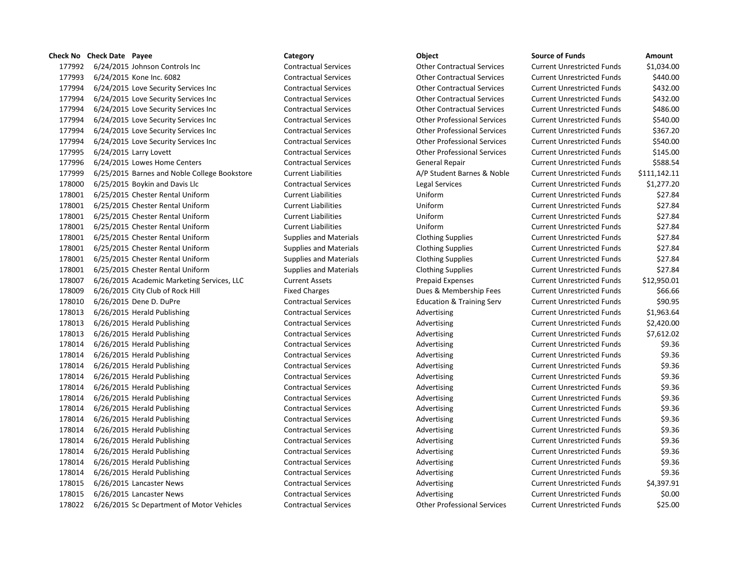| Check No | Check Date | Payee | Category | Object | Source of Funds | Amount |
|---|---|---|---|---|---|---|
| 177992 | 6/24/2015 | Johnson Controls Inc | Contractual Services | Other Contractual Services | Current Unrestricted Funds | $1,034.00 |
| 177993 | 6/24/2015 | Kone Inc. 6082 | Contractual Services | Other Contractual Services | Current Unrestricted Funds | $440.00 |
| 177994 | 6/24/2015 | Love Security Services Inc | Contractual Services | Other Contractual Services | Current Unrestricted Funds | $432.00 |
| 177994 | 6/24/2015 | Love Security Services Inc | Contractual Services | Other Contractual Services | Current Unrestricted Funds | $432.00 |
| 177994 | 6/24/2015 | Love Security Services Inc | Contractual Services | Other Contractual Services | Current Unrestricted Funds | $486.00 |
| 177994 | 6/24/2015 | Love Security Services Inc | Contractual Services | Other Professional Services | Current Unrestricted Funds | $540.00 |
| 177994 | 6/24/2015 | Love Security Services Inc | Contractual Services | Other Professional Services | Current Unrestricted Funds | $367.20 |
| 177994 | 6/24/2015 | Love Security Services Inc | Contractual Services | Other Professional Services | Current Unrestricted Funds | $540.00 |
| 177995 | 6/24/2015 | Larry Lovett | Contractual Services | Other Professional Services | Current Unrestricted Funds | $145.00 |
| 177996 | 6/24/2015 | Lowes Home Centers | Contractual Services | General Repair | Current Unrestricted Funds | $588.54 |
| 177999 | 6/25/2015 | Barnes and Noble College Bookstore | Current Liabilities | A/P Student Barnes & Noble | Current Unrestricted Funds | $111,142.11 |
| 178000 | 6/25/2015 | Boykin and Davis Llc | Contractual Services | Legal Services | Current Unrestricted Funds | $1,277.20 |
| 178001 | 6/25/2015 | Chester Rental Uniform | Current Liabilities | Uniform | Current Unrestricted Funds | $27.84 |
| 178001 | 6/25/2015 | Chester Rental Uniform | Current Liabilities | Uniform | Current Unrestricted Funds | $27.84 |
| 178001 | 6/25/2015 | Chester Rental Uniform | Current Liabilities | Uniform | Current Unrestricted Funds | $27.84 |
| 178001 | 6/25/2015 | Chester Rental Uniform | Current Liabilities | Uniform | Current Unrestricted Funds | $27.84 |
| 178001 | 6/25/2015 | Chester Rental Uniform | Supplies and Materials | Clothing Supplies | Current Unrestricted Funds | $27.84 |
| 178001 | 6/25/2015 | Chester Rental Uniform | Supplies and Materials | Clothing Supplies | Current Unrestricted Funds | $27.84 |
| 178001 | 6/25/2015 | Chester Rental Uniform | Supplies and Materials | Clothing Supplies | Current Unrestricted Funds | $27.84 |
| 178001 | 6/25/2015 | Chester Rental Uniform | Supplies and Materials | Clothing Supplies | Current Unrestricted Funds | $27.84 |
| 178007 | 6/26/2015 | Academic Marketing Services, LLC | Current Assets | Prepaid Expenses | Current Unrestricted Funds | $12,950.01 |
| 178009 | 6/26/2015 | City Club of Rock Hill | Fixed Charges | Dues & Membership Fees | Current Unrestricted Funds | $66.66 |
| 178010 | 6/26/2015 | Dene D. DuPre | Contractual Services | Education & Training Serv | Current Unrestricted Funds | $90.95 |
| 178013 | 6/26/2015 | Herald Publishing | Contractual Services | Advertising | Current Unrestricted Funds | $1,963.64 |
| 178013 | 6/26/2015 | Herald Publishing | Contractual Services | Advertising | Current Unrestricted Funds | $2,420.00 |
| 178013 | 6/26/2015 | Herald Publishing | Contractual Services | Advertising | Current Unrestricted Funds | $7,612.02 |
| 178014 | 6/26/2015 | Herald Publishing | Contractual Services | Advertising | Current Unrestricted Funds | $9.36 |
| 178014 | 6/26/2015 | Herald Publishing | Contractual Services | Advertising | Current Unrestricted Funds | $9.36 |
| 178014 | 6/26/2015 | Herald Publishing | Contractual Services | Advertising | Current Unrestricted Funds | $9.36 |
| 178014 | 6/26/2015 | Herald Publishing | Contractual Services | Advertising | Current Unrestricted Funds | $9.36 |
| 178014 | 6/26/2015 | Herald Publishing | Contractual Services | Advertising | Current Unrestricted Funds | $9.36 |
| 178014 | 6/26/2015 | Herald Publishing | Contractual Services | Advertising | Current Unrestricted Funds | $9.36 |
| 178014 | 6/26/2015 | Herald Publishing | Contractual Services | Advertising | Current Unrestricted Funds | $9.36 |
| 178014 | 6/26/2015 | Herald Publishing | Contractual Services | Advertising | Current Unrestricted Funds | $9.36 |
| 178014 | 6/26/2015 | Herald Publishing | Contractual Services | Advertising | Current Unrestricted Funds | $9.36 |
| 178014 | 6/26/2015 | Herald Publishing | Contractual Services | Advertising | Current Unrestricted Funds | $9.36 |
| 178014 | 6/26/2015 | Herald Publishing | Contractual Services | Advertising | Current Unrestricted Funds | $9.36 |
| 178014 | 6/26/2015 | Herald Publishing | Contractual Services | Advertising | Current Unrestricted Funds | $9.36 |
| 178014 | 6/26/2015 | Herald Publishing | Contractual Services | Advertising | Current Unrestricted Funds | $9.36 |
| 178015 | 6/26/2015 | Lancaster News | Contractual Services | Advertising | Current Unrestricted Funds | $4,397.91 |
| 178015 | 6/26/2015 | Lancaster News | Contractual Services | Advertising | Current Unrestricted Funds | $0.00 |
| 178022 | 6/26/2015 | Sc Department of Motor Vehicles | Contractual Services | Other Professional Services | Current Unrestricted Funds | $25.00 |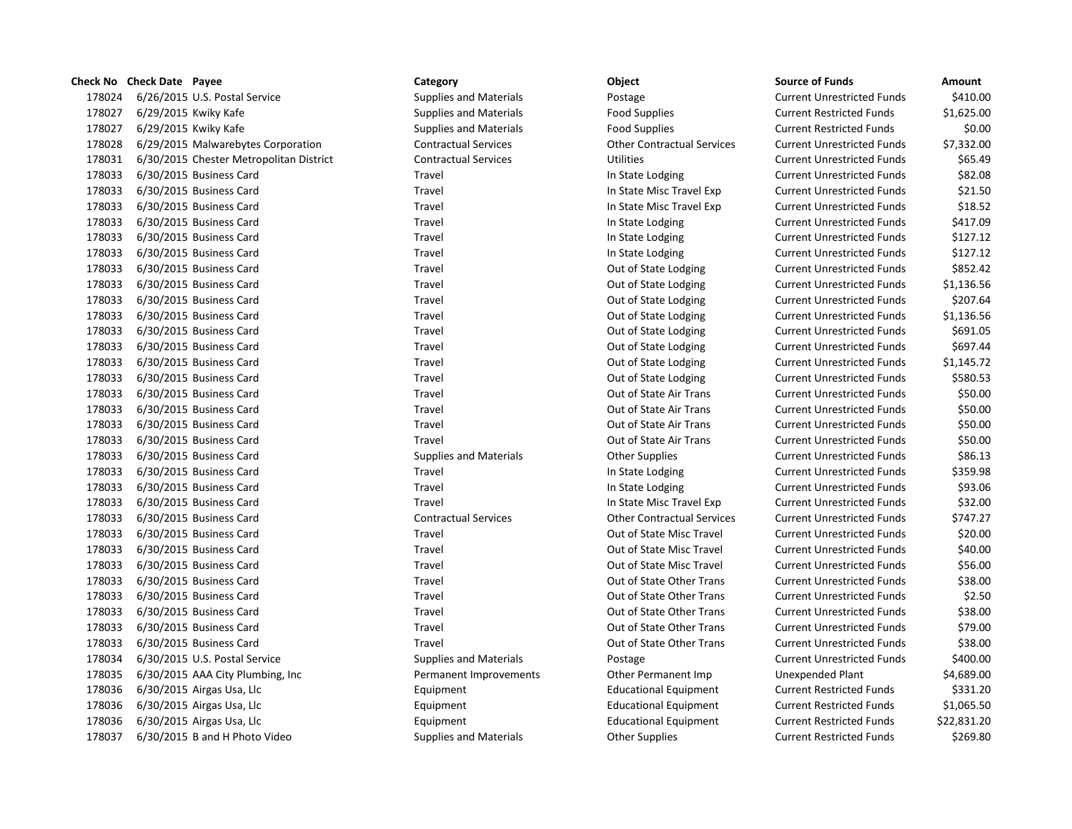| Check No | Check Date | Payee | Category | Object | Source of Funds | Amount |
|---|---|---|---|---|---|---|
| 178024 | 6/26/2015 | U.S. Postal Service | Supplies and Materials | Postage | Current Unrestricted Funds | $410.00 |
| 178027 | 6/29/2015 | Kwiky Kafe | Supplies and Materials | Food Supplies | Current Restricted Funds | $1,625.00 |
| 178027 | 6/29/2015 | Kwiky Kafe | Supplies and Materials | Food Supplies | Current Restricted Funds | $0.00 |
| 178028 | 6/29/2015 | Malwarebytes Corporation | Contractual Services | Other Contractual Services | Current Unrestricted Funds | $7,332.00 |
| 178031 | 6/30/2015 | Chester Metropolitan District | Contractual Services | Utilities | Current Unrestricted Funds | $65.49 |
| 178033 | 6/30/2015 | Business Card | Travel | In State Lodging | Current Unrestricted Funds | $82.08 |
| 178033 | 6/30/2015 | Business Card | Travel | In State Misc Travel Exp | Current Unrestricted Funds | $21.50 |
| 178033 | 6/30/2015 | Business Card | Travel | In State Misc Travel Exp | Current Unrestricted Funds | $18.52 |
| 178033 | 6/30/2015 | Business Card | Travel | In State Lodging | Current Unrestricted Funds | $417.09 |
| 178033 | 6/30/2015 | Business Card | Travel | In State Lodging | Current Unrestricted Funds | $127.12 |
| 178033 | 6/30/2015 | Business Card | Travel | In State Lodging | Current Unrestricted Funds | $127.12 |
| 178033 | 6/30/2015 | Business Card | Travel | Out of State Lodging | Current Unrestricted Funds | $852.42 |
| 178033 | 6/30/2015 | Business Card | Travel | Out of State Lodging | Current Unrestricted Funds | $1,136.56 |
| 178033 | 6/30/2015 | Business Card | Travel | Out of State Lodging | Current Unrestricted Funds | $207.64 |
| 178033 | 6/30/2015 | Business Card | Travel | Out of State Lodging | Current Unrestricted Funds | $1,136.56 |
| 178033 | 6/30/2015 | Business Card | Travel | Out of State Lodging | Current Unrestricted Funds | $691.05 |
| 178033 | 6/30/2015 | Business Card | Travel | Out of State Lodging | Current Unrestricted Funds | $697.44 |
| 178033 | 6/30/2015 | Business Card | Travel | Out of State Lodging | Current Unrestricted Funds | $1,145.72 |
| 178033 | 6/30/2015 | Business Card | Travel | Out of State Lodging | Current Unrestricted Funds | $580.53 |
| 178033 | 6/30/2015 | Business Card | Travel | Out of State Air Trans | Current Unrestricted Funds | $50.00 |
| 178033 | 6/30/2015 | Business Card | Travel | Out of State Air Trans | Current Unrestricted Funds | $50.00 |
| 178033 | 6/30/2015 | Business Card | Travel | Out of State Air Trans | Current Unrestricted Funds | $50.00 |
| 178033 | 6/30/2015 | Business Card | Travel | Out of State Air Trans | Current Unrestricted Funds | $50.00 |
| 178033 | 6/30/2015 | Business Card | Supplies and Materials | Other Supplies | Current Unrestricted Funds | $86.13 |
| 178033 | 6/30/2015 | Business Card | Travel | In State Lodging | Current Unrestricted Funds | $359.98 |
| 178033 | 6/30/2015 | Business Card | Travel | In State Lodging | Current Unrestricted Funds | $93.06 |
| 178033 | 6/30/2015 | Business Card | Travel | In State Misc Travel Exp | Current Unrestricted Funds | $32.00 |
| 178033 | 6/30/2015 | Business Card | Contractual Services | Other Contractual Services | Current Unrestricted Funds | $747.27 |
| 178033 | 6/30/2015 | Business Card | Travel | Out of State Misc Travel | Current Unrestricted Funds | $20.00 |
| 178033 | 6/30/2015 | Business Card | Travel | Out of State Misc Travel | Current Unrestricted Funds | $40.00 |
| 178033 | 6/30/2015 | Business Card | Travel | Out of State Misc Travel | Current Unrestricted Funds | $56.00 |
| 178033 | 6/30/2015 | Business Card | Travel | Out of State Other Trans | Current Unrestricted Funds | $38.00 |
| 178033 | 6/30/2015 | Business Card | Travel | Out of State Other Trans | Current Unrestricted Funds | $2.50 |
| 178033 | 6/30/2015 | Business Card | Travel | Out of State Other Trans | Current Unrestricted Funds | $38.00 |
| 178033 | 6/30/2015 | Business Card | Travel | Out of State Other Trans | Current Unrestricted Funds | $79.00 |
| 178033 | 6/30/2015 | Business Card | Travel | Out of State Other Trans | Current Unrestricted Funds | $38.00 |
| 178034 | 6/30/2015 | U.S. Postal Service | Supplies and Materials | Postage | Current Unrestricted Funds | $400.00 |
| 178035 | 6/30/2015 | AAA City Plumbing, Inc | Permanent Improvements | Other Permanent Imp | Unexpended Plant | $4,689.00 |
| 178036 | 6/30/2015 | Airgas Usa, Llc | Equipment | Educational Equipment | Current Restricted Funds | $331.20 |
| 178036 | 6/30/2015 | Airgas Usa, Llc | Equipment | Educational Equipment | Current Restricted Funds | $1,065.50 |
| 178036 | 6/30/2015 | Airgas Usa, Llc | Equipment | Educational Equipment | Current Restricted Funds | $22,831.20 |
| 178037 | 6/30/2015 | B and H Photo Video | Supplies and Materials | Other Supplies | Current Restricted Funds | $269.80 |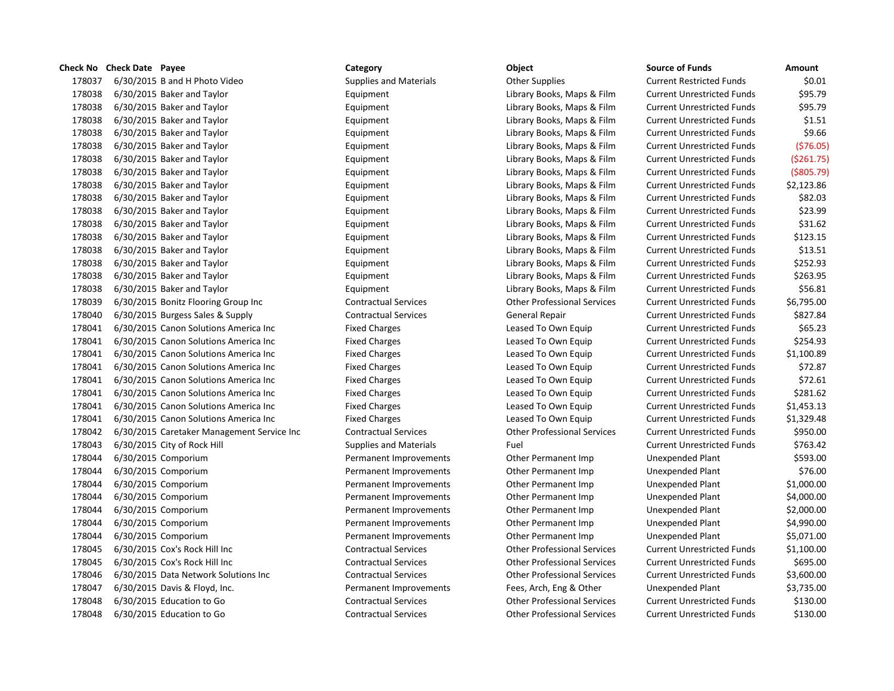| Check No | Check Date | Payee | Category | Object | Source of Funds | Amount |
|---|---|---|---|---|---|---|
| 178037 | 6/30/2015 | B and H Photo Video | Supplies and Materials | Other Supplies | Current Restricted Funds | $0.01 |
| 178038 | 6/30/2015 | Baker and Taylor | Equipment | Library Books, Maps & Film | Current Unrestricted Funds | $95.79 |
| 178038 | 6/30/2015 | Baker and Taylor | Equipment | Library Books, Maps & Film | Current Unrestricted Funds | $95.79 |
| 178038 | 6/30/2015 | Baker and Taylor | Equipment | Library Books, Maps & Film | Current Unrestricted Funds | $1.51 |
| 178038 | 6/30/2015 | Baker and Taylor | Equipment | Library Books, Maps & Film | Current Unrestricted Funds | $9.66 |
| 178038 | 6/30/2015 | Baker and Taylor | Equipment | Library Books, Maps & Film | Current Unrestricted Funds | ($76.05) |
| 178038 | 6/30/2015 | Baker and Taylor | Equipment | Library Books, Maps & Film | Current Unrestricted Funds | ($261.75) |
| 178038 | 6/30/2015 | Baker and Taylor | Equipment | Library Books, Maps & Film | Current Unrestricted Funds | ($805.79) |
| 178038 | 6/30/2015 | Baker and Taylor | Equipment | Library Books, Maps & Film | Current Unrestricted Funds | $2,123.86 |
| 178038 | 6/30/2015 | Baker and Taylor | Equipment | Library Books, Maps & Film | Current Unrestricted Funds | $82.03 |
| 178038 | 6/30/2015 | Baker and Taylor | Equipment | Library Books, Maps & Film | Current Unrestricted Funds | $23.99 |
| 178038 | 6/30/2015 | Baker and Taylor | Equipment | Library Books, Maps & Film | Current Unrestricted Funds | $31.62 |
| 178038 | 6/30/2015 | Baker and Taylor | Equipment | Library Books, Maps & Film | Current Unrestricted Funds | $123.15 |
| 178038 | 6/30/2015 | Baker and Taylor | Equipment | Library Books, Maps & Film | Current Unrestricted Funds | $13.51 |
| 178038 | 6/30/2015 | Baker and Taylor | Equipment | Library Books, Maps & Film | Current Unrestricted Funds | $252.93 |
| 178038 | 6/30/2015 | Baker and Taylor | Equipment | Library Books, Maps & Film | Current Unrestricted Funds | $263.95 |
| 178038 | 6/30/2015 | Baker and Taylor | Equipment | Library Books, Maps & Film | Current Unrestricted Funds | $56.81 |
| 178039 | 6/30/2015 | Bonitz Flooring Group Inc | Contractual Services | Other Professional Services | Current Unrestricted Funds | $6,795.00 |
| 178040 | 6/30/2015 | Burgess Sales & Supply | Contractual Services | General Repair | Current Unrestricted Funds | $827.84 |
| 178041 | 6/30/2015 | Canon Solutions America Inc | Fixed Charges | Leased To Own Equip | Current Unrestricted Funds | $65.23 |
| 178041 | 6/30/2015 | Canon Solutions America Inc | Fixed Charges | Leased To Own Equip | Current Unrestricted Funds | $254.93 |
| 178041 | 6/30/2015 | Canon Solutions America Inc | Fixed Charges | Leased To Own Equip | Current Unrestricted Funds | $1,100.89 |
| 178041 | 6/30/2015 | Canon Solutions America Inc | Fixed Charges | Leased To Own Equip | Current Unrestricted Funds | $72.87 |
| 178041 | 6/30/2015 | Canon Solutions America Inc | Fixed Charges | Leased To Own Equip | Current Unrestricted Funds | $72.61 |
| 178041 | 6/30/2015 | Canon Solutions America Inc | Fixed Charges | Leased To Own Equip | Current Unrestricted Funds | $281.62 |
| 178041 | 6/30/2015 | Canon Solutions America Inc | Fixed Charges | Leased To Own Equip | Current Unrestricted Funds | $1,453.13 |
| 178041 | 6/30/2015 | Canon Solutions America Inc | Fixed Charges | Leased To Own Equip | Current Unrestricted Funds | $1,329.48 |
| 178042 | 6/30/2015 | Caretaker Management Service Inc | Contractual Services | Other Professional Services | Current Unrestricted Funds | $950.00 |
| 178043 | 6/30/2015 | City of Rock Hill | Supplies and Materials | Fuel | Current Unrestricted Funds | $763.42 |
| 178044 | 6/30/2015 | Comporium | Permanent Improvements | Other Permanent Imp | Unexpended Plant | $593.00 |
| 178044 | 6/30/2015 | Comporium | Permanent Improvements | Other Permanent Imp | Unexpended Plant | $76.00 |
| 178044 | 6/30/2015 | Comporium | Permanent Improvements | Other Permanent Imp | Unexpended Plant | $1,000.00 |
| 178044 | 6/30/2015 | Comporium | Permanent Improvements | Other Permanent Imp | Unexpended Plant | $4,000.00 |
| 178044 | 6/30/2015 | Comporium | Permanent Improvements | Other Permanent Imp | Unexpended Plant | $2,000.00 |
| 178044 | 6/30/2015 | Comporium | Permanent Improvements | Other Permanent Imp | Unexpended Plant | $4,990.00 |
| 178044 | 6/30/2015 | Comporium | Permanent Improvements | Other Permanent Imp | Unexpended Plant | $5,071.00 |
| 178045 | 6/30/2015 | Cox's Rock Hill Inc | Contractual Services | Other Professional Services | Current Unrestricted Funds | $1,100.00 |
| 178045 | 6/30/2015 | Cox's Rock Hill Inc | Contractual Services | Other Professional Services | Current Unrestricted Funds | $695.00 |
| 178046 | 6/30/2015 | Data Network Solutions Inc | Contractual Services | Other Professional Services | Current Unrestricted Funds | $3,600.00 |
| 178047 | 6/30/2015 | Davis & Floyd, Inc. | Permanent Improvements | Fees, Arch, Eng & Other | Unexpended Plant | $3,735.00 |
| 178048 | 6/30/2015 | Education to Go | Contractual Services | Other Professional Services | Current Unrestricted Funds | $130.00 |
| 178048 | 6/30/2015 | Education to Go | Contractual Services | Other Professional Services | Current Unrestricted Funds | $130.00 |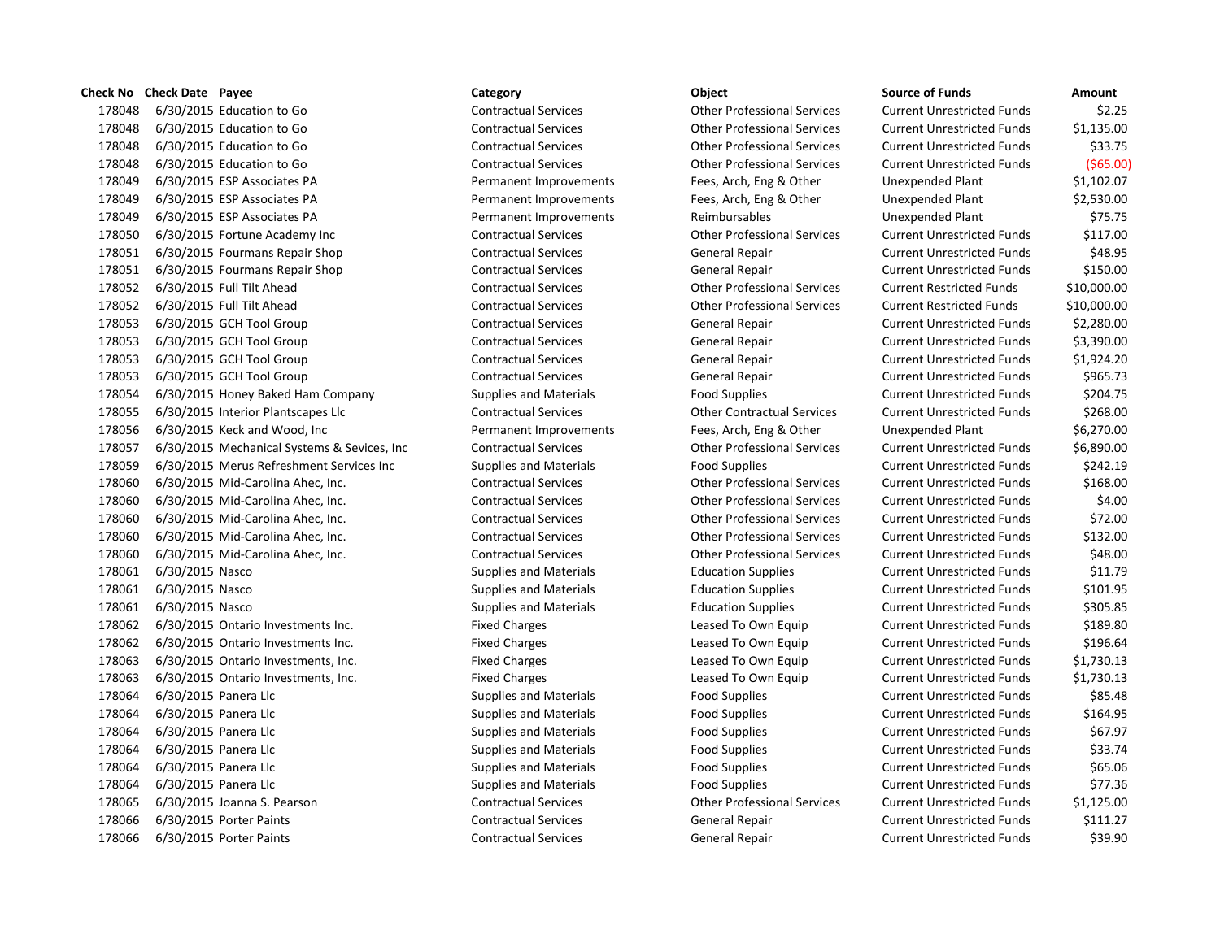| Check No | Check Date | Payee | Category | Object | Source of Funds | Amount |
|---|---|---|---|---|---|---|
| 178048 | 6/30/2015 | Education to Go | Contractual Services | Other Professional Services | Current Unrestricted Funds | $2.25 |
| 178048 | 6/30/2015 | Education to Go | Contractual Services | Other Professional Services | Current Unrestricted Funds | $1,135.00 |
| 178048 | 6/30/2015 | Education to Go | Contractual Services | Other Professional Services | Current Unrestricted Funds | $33.75 |
| 178048 | 6/30/2015 | Education to Go | Contractual Services | Other Professional Services | Current Unrestricted Funds | ($65.00) |
| 178049 | 6/30/2015 | ESP Associates PA | Permanent Improvements | Fees, Arch, Eng & Other | Unexpended Plant | $1,102.07 |
| 178049 | 6/30/2015 | ESP Associates PA | Permanent Improvements | Fees, Arch, Eng & Other | Unexpended Plant | $2,530.00 |
| 178049 | 6/30/2015 | ESP Associates PA | Permanent Improvements | Reimbursables | Unexpended Plant | $75.75 |
| 178050 | 6/30/2015 | Fortune Academy Inc | Contractual Services | Other Professional Services | Current Unrestricted Funds | $117.00 |
| 178051 | 6/30/2015 | Fourmans Repair Shop | Contractual Services | General Repair | Current Unrestricted Funds | $48.95 |
| 178051 | 6/30/2015 | Fourmans Repair Shop | Contractual Services | General Repair | Current Unrestricted Funds | $150.00 |
| 178052 | 6/30/2015 | Full Tilt Ahead | Contractual Services | Other Professional Services | Current Restricted Funds | $10,000.00 |
| 178052 | 6/30/2015 | Full Tilt Ahead | Contractual Services | Other Professional Services | Current Restricted Funds | $10,000.00 |
| 178053 | 6/30/2015 | GCH Tool Group | Contractual Services | General Repair | Current Unrestricted Funds | $2,280.00 |
| 178053 | 6/30/2015 | GCH Tool Group | Contractual Services | General Repair | Current Unrestricted Funds | $3,390.00 |
| 178053 | 6/30/2015 | GCH Tool Group | Contractual Services | General Repair | Current Unrestricted Funds | $1,924.20 |
| 178053 | 6/30/2015 | GCH Tool Group | Contractual Services | General Repair | Current Unrestricted Funds | $965.73 |
| 178054 | 6/30/2015 | Honey Baked Ham Company | Supplies and Materials | Food Supplies | Current Unrestricted Funds | $204.75 |
| 178055 | 6/30/2015 | Interior Plantscapes Llc | Contractual Services | Other Contractual Services | Current Unrestricted Funds | $268.00 |
| 178056 | 6/30/2015 | Keck and Wood, Inc | Permanent Improvements | Fees, Arch, Eng & Other | Unexpended Plant | $6,270.00 |
| 178057 | 6/30/2015 | Mechanical Systems & Sevices, Inc | Contractual Services | Other Professional Services | Current Unrestricted Funds | $6,890.00 |
| 178059 | 6/30/2015 | Merus Refreshment Services Inc | Supplies and Materials | Food Supplies | Current Unrestricted Funds | $242.19 |
| 178060 | 6/30/2015 | Mid-Carolina Ahec, Inc. | Contractual Services | Other Professional Services | Current Unrestricted Funds | $168.00 |
| 178060 | 6/30/2015 | Mid-Carolina Ahec, Inc. | Contractual Services | Other Professional Services | Current Unrestricted Funds | $4.00 |
| 178060 | 6/30/2015 | Mid-Carolina Ahec, Inc. | Contractual Services | Other Professional Services | Current Unrestricted Funds | $72.00 |
| 178060 | 6/30/2015 | Mid-Carolina Ahec, Inc. | Contractual Services | Other Professional Services | Current Unrestricted Funds | $132.00 |
| 178060 | 6/30/2015 | Mid-Carolina Ahec, Inc. | Contractual Services | Other Professional Services | Current Unrestricted Funds | $48.00 |
| 178061 | 6/30/2015 | Nasco | Supplies and Materials | Education Supplies | Current Unrestricted Funds | $11.79 |
| 178061 | 6/30/2015 | Nasco | Supplies and Materials | Education Supplies | Current Unrestricted Funds | $101.95 |
| 178061 | 6/30/2015 | Nasco | Supplies and Materials | Education Supplies | Current Unrestricted Funds | $305.85 |
| 178062 | 6/30/2015 | Ontario Investments Inc. | Fixed Charges | Leased To Own Equip | Current Unrestricted Funds | $189.80 |
| 178062 | 6/30/2015 | Ontario Investments Inc. | Fixed Charges | Leased To Own Equip | Current Unrestricted Funds | $196.64 |
| 178063 | 6/30/2015 | Ontario Investments, Inc. | Fixed Charges | Leased To Own Equip | Current Unrestricted Funds | $1,730.13 |
| 178063 | 6/30/2015 | Ontario Investments, Inc. | Fixed Charges | Leased To Own Equip | Current Unrestricted Funds | $1,730.13 |
| 178064 | 6/30/2015 | Panera Llc | Supplies and Materials | Food Supplies | Current Unrestricted Funds | $85.48 |
| 178064 | 6/30/2015 | Panera Llc | Supplies and Materials | Food Supplies | Current Unrestricted Funds | $164.95 |
| 178064 | 6/30/2015 | Panera Llc | Supplies and Materials | Food Supplies | Current Unrestricted Funds | $67.97 |
| 178064 | 6/30/2015 | Panera Llc | Supplies and Materials | Food Supplies | Current Unrestricted Funds | $33.74 |
| 178064 | 6/30/2015 | Panera Llc | Supplies and Materials | Food Supplies | Current Unrestricted Funds | $65.06 |
| 178064 | 6/30/2015 | Panera Llc | Supplies and Materials | Food Supplies | Current Unrestricted Funds | $77.36 |
| 178065 | 6/30/2015 | Joanna S. Pearson | Contractual Services | Other Professional Services | Current Unrestricted Funds | $1,125.00 |
| 178066 | 6/30/2015 | Porter Paints | Contractual Services | General Repair | Current Unrestricted Funds | $111.27 |
| 178066 | 6/30/2015 | Porter Paints | Contractual Services | General Repair | Current Unrestricted Funds | $39.90 |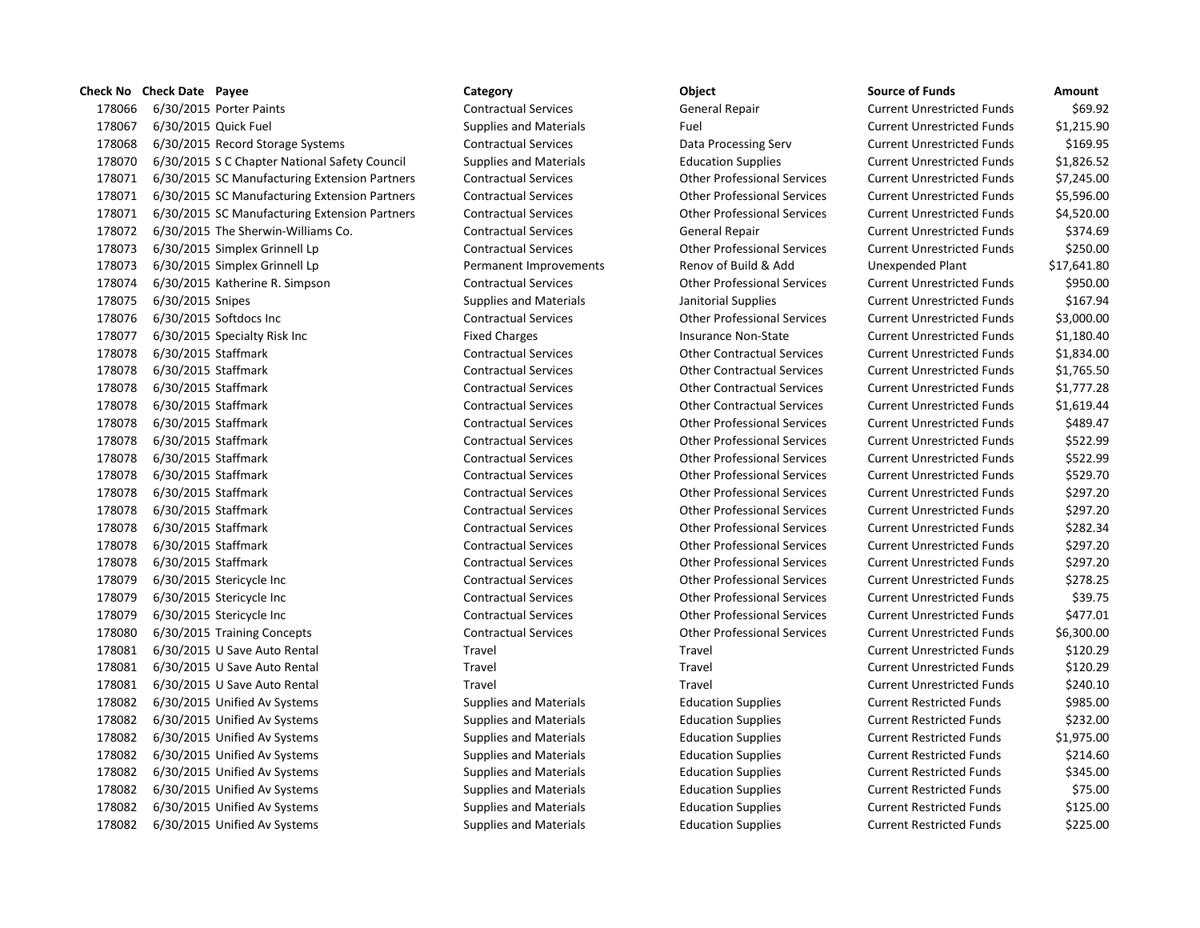| Check No | Check Date | Payee | Category | Object | Source of Funds | Amount |
|---|---|---|---|---|---|---|
| 178066 | 6/30/2015 | Porter Paints | Contractual Services | General Repair | Current Unrestricted Funds | $69.92 |
| 178067 | 6/30/2015 | Quick Fuel | Supplies and Materials | Fuel | Current Unrestricted Funds | $1,215.90 |
| 178068 | 6/30/2015 | Record Storage Systems | Contractual Services | Data Processing Serv | Current Unrestricted Funds | $169.95 |
| 178070 | 6/30/2015 | S C Chapter National Safety Council | Supplies and Materials | Education Supplies | Current Unrestricted Funds | $1,826.52 |
| 178071 | 6/30/2015 | SC Manufacturing Extension Partners | Contractual Services | Other Professional Services | Current Unrestricted Funds | $7,245.00 |
| 178071 | 6/30/2015 | SC Manufacturing Extension Partners | Contractual Services | Other Professional Services | Current Unrestricted Funds | $5,596.00 |
| 178071 | 6/30/2015 | SC Manufacturing Extension Partners | Contractual Services | Other Professional Services | Current Unrestricted Funds | $4,520.00 |
| 178072 | 6/30/2015 | The Sherwin-Williams Co. | Contractual Services | General Repair | Current Unrestricted Funds | $374.69 |
| 178073 | 6/30/2015 | Simplex Grinnell Lp | Contractual Services | Other Professional Services | Current Unrestricted Funds | $250.00 |
| 178073 | 6/30/2015 | Simplex Grinnell Lp | Permanent Improvements | Renov of Build & Add | Unexpended Plant | $17,641.80 |
| 178074 | 6/30/2015 | Katherine R. Simpson | Contractual Services | Other Professional Services | Current Unrestricted Funds | $950.00 |
| 178075 | 6/30/2015 | Snipes | Supplies and Materials | Janitorial Supplies | Current Unrestricted Funds | $167.94 |
| 178076 | 6/30/2015 | Softdocs Inc | Contractual Services | Other Professional Services | Current Unrestricted Funds | $3,000.00 |
| 178077 | 6/30/2015 | Specialty Risk Inc | Fixed Charges | Insurance Non-State | Current Unrestricted Funds | $1,180.40 |
| 178078 | 6/30/2015 | Staffmark | Contractual Services | Other Contractual Services | Current Unrestricted Funds | $1,834.00 |
| 178078 | 6/30/2015 | Staffmark | Contractual Services | Other Contractual Services | Current Unrestricted Funds | $1,765.50 |
| 178078 | 6/30/2015 | Staffmark | Contractual Services | Other Contractual Services | Current Unrestricted Funds | $1,777.28 |
| 178078 | 6/30/2015 | Staffmark | Contractual Services | Other Contractual Services | Current Unrestricted Funds | $1,619.44 |
| 178078 | 6/30/2015 | Staffmark | Contractual Services | Other Professional Services | Current Unrestricted Funds | $489.47 |
| 178078 | 6/30/2015 | Staffmark | Contractual Services | Other Professional Services | Current Unrestricted Funds | $522.99 |
| 178078 | 6/30/2015 | Staffmark | Contractual Services | Other Professional Services | Current Unrestricted Funds | $522.99 |
| 178078 | 6/30/2015 | Staffmark | Contractual Services | Other Professional Services | Current Unrestricted Funds | $529.70 |
| 178078 | 6/30/2015 | Staffmark | Contractual Services | Other Professional Services | Current Unrestricted Funds | $297.20 |
| 178078 | 6/30/2015 | Staffmark | Contractual Services | Other Professional Services | Current Unrestricted Funds | $297.20 |
| 178078 | 6/30/2015 | Staffmark | Contractual Services | Other Professional Services | Current Unrestricted Funds | $282.34 |
| 178078 | 6/30/2015 | Staffmark | Contractual Services | Other Professional Services | Current Unrestricted Funds | $297.20 |
| 178078 | 6/30/2015 | Staffmark | Contractual Services | Other Professional Services | Current Unrestricted Funds | $297.20 |
| 178079 | 6/30/2015 | Stericycle Inc | Contractual Services | Other Professional Services | Current Unrestricted Funds | $278.25 |
| 178079 | 6/30/2015 | Stericycle Inc | Contractual Services | Other Professional Services | Current Unrestricted Funds | $39.75 |
| 178079 | 6/30/2015 | Stericycle Inc | Contractual Services | Other Professional Services | Current Unrestricted Funds | $477.01 |
| 178080 | 6/30/2015 | Training Concepts | Contractual Services | Other Professional Services | Current Unrestricted Funds | $6,300.00 |
| 178081 | 6/30/2015 | U Save Auto Rental | Travel | Travel | Current Unrestricted Funds | $120.29 |
| 178081 | 6/30/2015 | U Save Auto Rental | Travel | Travel | Current Unrestricted Funds | $120.29 |
| 178081 | 6/30/2015 | U Save Auto Rental | Travel | Travel | Current Unrestricted Funds | $240.10 |
| 178082 | 6/30/2015 | Unified Av Systems | Supplies and Materials | Education Supplies | Current Restricted Funds | $985.00 |
| 178082 | 6/30/2015 | Unified Av Systems | Supplies and Materials | Education Supplies | Current Restricted Funds | $232.00 |
| 178082 | 6/30/2015 | Unified Av Systems | Supplies and Materials | Education Supplies | Current Restricted Funds | $1,975.00 |
| 178082 | 6/30/2015 | Unified Av Systems | Supplies and Materials | Education Supplies | Current Restricted Funds | $214.60 |
| 178082 | 6/30/2015 | Unified Av Systems | Supplies and Materials | Education Supplies | Current Restricted Funds | $345.00 |
| 178082 | 6/30/2015 | Unified Av Systems | Supplies and Materials | Education Supplies | Current Restricted Funds | $75.00 |
| 178082 | 6/30/2015 | Unified Av Systems | Supplies and Materials | Education Supplies | Current Restricted Funds | $125.00 |
| 178082 | 6/30/2015 | Unified Av Systems | Supplies and Materials | Education Supplies | Current Restricted Funds | $225.00 |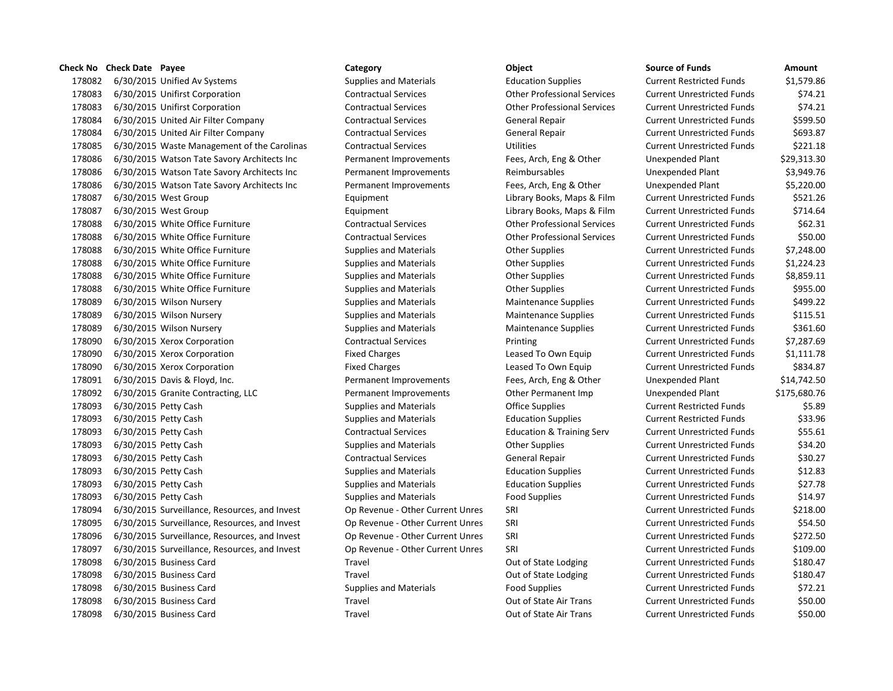| Check No | Check Date | Payee | Category | Object | Source of Funds | Amount |
|---|---|---|---|---|---|---|
| 178082 | 6/30/2015 | Unified Av Systems | Supplies and Materials | Education Supplies | Current Restricted Funds | $1,579.86 |
| 178083 | 6/30/2015 | Unifirst Corporation | Contractual Services | Other Professional Services | Current Unrestricted Funds | $74.21 |
| 178083 | 6/30/2015 | Unifirst Corporation | Contractual Services | Other Professional Services | Current Unrestricted Funds | $74.21 |
| 178084 | 6/30/2015 | United Air Filter Company | Contractual Services | General Repair | Current Unrestricted Funds | $599.50 |
| 178084 | 6/30/2015 | United Air Filter Company | Contractual Services | General Repair | Current Unrestricted Funds | $693.87 |
| 178085 | 6/30/2015 | Waste Management of the Carolinas | Contractual Services | Utilities | Current Unrestricted Funds | $221.18 |
| 178086 | 6/30/2015 | Watson Tate Savory Architects Inc | Permanent Improvements | Fees, Arch, Eng & Other | Unexpended Plant | $29,313.30 |
| 178086 | 6/30/2015 | Watson Tate Savory Architects Inc | Permanent Improvements | Reimbursables | Unexpended Plant | $3,949.76 |
| 178086 | 6/30/2015 | Watson Tate Savory Architects Inc | Permanent Improvements | Fees, Arch, Eng & Other | Unexpended Plant | $5,220.00 |
| 178087 | 6/30/2015 | West Group | Equipment | Library Books, Maps & Film | Current Unrestricted Funds | $521.26 |
| 178087 | 6/30/2015 | West Group | Equipment | Library Books, Maps & Film | Current Unrestricted Funds | $714.64 |
| 178088 | 6/30/2015 | White Office Furniture | Contractual Services | Other Professional Services | Current Unrestricted Funds | $62.31 |
| 178088 | 6/30/2015 | White Office Furniture | Contractual Services | Other Professional Services | Current Unrestricted Funds | $50.00 |
| 178088 | 6/30/2015 | White Office Furniture | Supplies and Materials | Other Supplies | Current Unrestricted Funds | $7,248.00 |
| 178088 | 6/30/2015 | White Office Furniture | Supplies and Materials | Other Supplies | Current Unrestricted Funds | $1,224.23 |
| 178088 | 6/30/2015 | White Office Furniture | Supplies and Materials | Other Supplies | Current Unrestricted Funds | $8,859.11 |
| 178088 | 6/30/2015 | White Office Furniture | Supplies and Materials | Other Supplies | Current Unrestricted Funds | $955.00 |
| 178089 | 6/30/2015 | Wilson Nursery | Supplies and Materials | Maintenance Supplies | Current Unrestricted Funds | $499.22 |
| 178089 | 6/30/2015 | Wilson Nursery | Supplies and Materials | Maintenance Supplies | Current Unrestricted Funds | $115.51 |
| 178089 | 6/30/2015 | Wilson Nursery | Supplies and Materials | Maintenance Supplies | Current Unrestricted Funds | $361.60 |
| 178090 | 6/30/2015 | Xerox Corporation | Contractual Services | Printing | Current Unrestricted Funds | $7,287.69 |
| 178090 | 6/30/2015 | Xerox Corporation | Fixed Charges | Leased To Own Equip | Current Unrestricted Funds | $1,111.78 |
| 178090 | 6/30/2015 | Xerox Corporation | Fixed Charges | Leased To Own Equip | Current Unrestricted Funds | $834.87 |
| 178091 | 6/30/2015 | Davis & Floyd, Inc. | Permanent Improvements | Fees, Arch, Eng & Other | Unexpended Plant | $14,742.50 |
| 178092 | 6/30/2015 | Granite Contracting, LLC | Permanent Improvements | Other Permanent Imp | Unexpended Plant | $175,680.76 |
| 178093 | 6/30/2015 | Petty Cash | Supplies and Materials | Office Supplies | Current Restricted Funds | $5.89 |
| 178093 | 6/30/2015 | Petty Cash | Supplies and Materials | Education Supplies | Current Restricted Funds | $33.96 |
| 178093 | 6/30/2015 | Petty Cash | Contractual Services | Education & Training Serv | Current Unrestricted Funds | $55.61 |
| 178093 | 6/30/2015 | Petty Cash | Supplies and Materials | Other Supplies | Current Unrestricted Funds | $34.20 |
| 178093 | 6/30/2015 | Petty Cash | Contractual Services | General Repair | Current Unrestricted Funds | $30.27 |
| 178093 | 6/30/2015 | Petty Cash | Supplies and Materials | Education Supplies | Current Unrestricted Funds | $12.83 |
| 178093 | 6/30/2015 | Petty Cash | Supplies and Materials | Education Supplies | Current Unrestricted Funds | $27.78 |
| 178093 | 6/30/2015 | Petty Cash | Supplies and Materials | Food Supplies | Current Unrestricted Funds | $14.97 |
| 178094 | 6/30/2015 | Surveillance, Resources, and Invest | Op Revenue - Other Current Unres | SRI | Current Unrestricted Funds | $218.00 |
| 178095 | 6/30/2015 | Surveillance, Resources, and Invest | Op Revenue - Other Current Unres | SRI | Current Unrestricted Funds | $54.50 |
| 178096 | 6/30/2015 | Surveillance, Resources, and Invest | Op Revenue - Other Current Unres | SRI | Current Unrestricted Funds | $272.50 |
| 178097 | 6/30/2015 | Surveillance, Resources, and Invest | Op Revenue - Other Current Unres | SRI | Current Unrestricted Funds | $109.00 |
| 178098 | 6/30/2015 | Business Card | Travel | Out of State Lodging | Current Unrestricted Funds | $180.47 |
| 178098 | 6/30/2015 | Business Card | Travel | Out of State Lodging | Current Unrestricted Funds | $180.47 |
| 178098 | 6/30/2015 | Business Card | Supplies and Materials | Food Supplies | Current Unrestricted Funds | $72.21 |
| 178098 | 6/30/2015 | Business Card | Travel | Out of State Air Trans | Current Unrestricted Funds | $50.00 |
| 178098 | 6/30/2015 | Business Card | Travel | Out of State Air Trans | Current Unrestricted Funds | $50.00 |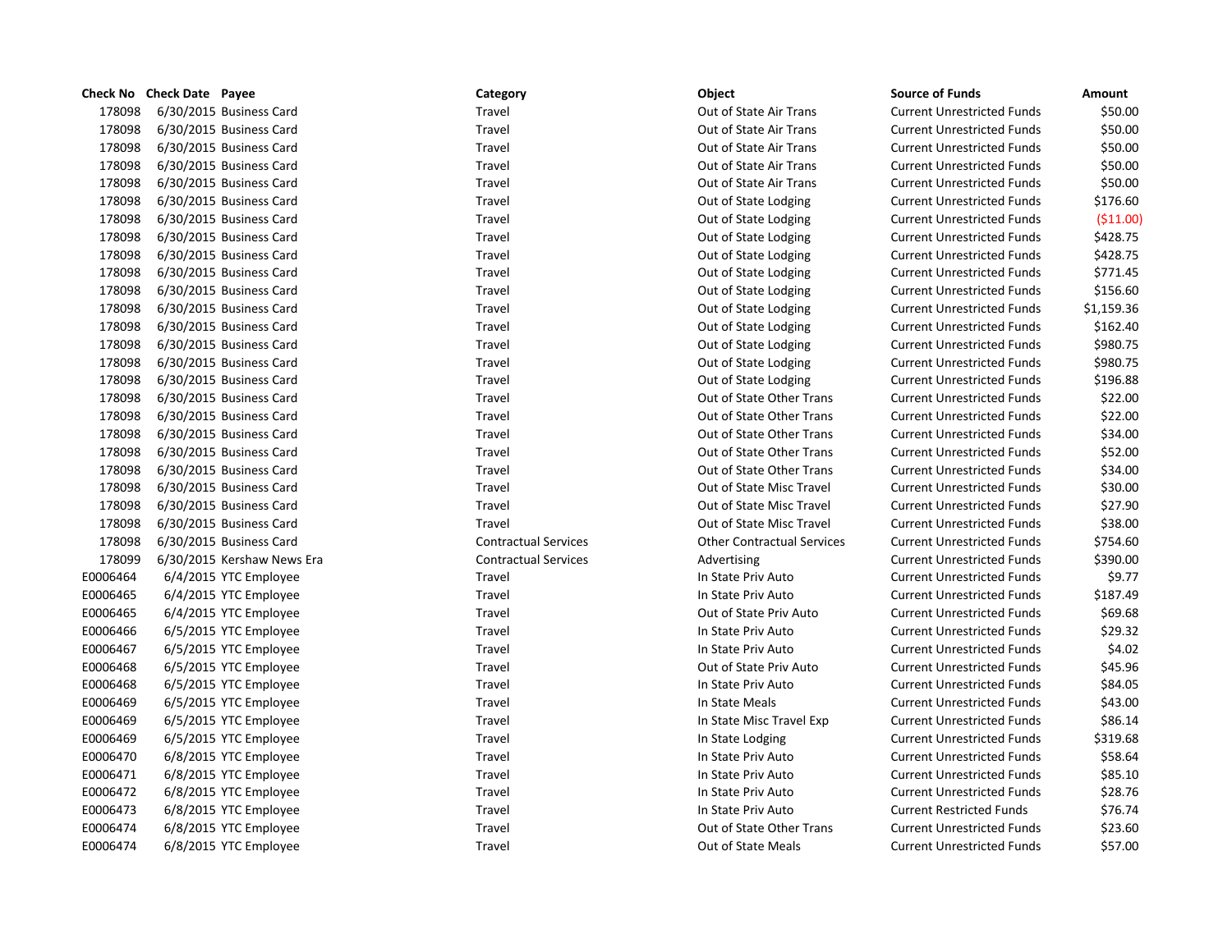| Check No | Check Date | Payee | Category | Object | Source of Funds | Amount |
|---|---|---|---|---|---|---|
| 178098 | 6/30/2015 | Business Card | Travel | Out of State Air Trans | Current Unrestricted Funds | $50.00 |
| 178098 | 6/30/2015 | Business Card | Travel | Out of State Air Trans | Current Unrestricted Funds | $50.00 |
| 178098 | 6/30/2015 | Business Card | Travel | Out of State Air Trans | Current Unrestricted Funds | $50.00 |
| 178098 | 6/30/2015 | Business Card | Travel | Out of State Air Trans | Current Unrestricted Funds | $50.00 |
| 178098 | 6/30/2015 | Business Card | Travel | Out of State Air Trans | Current Unrestricted Funds | $50.00 |
| 178098 | 6/30/2015 | Business Card | Travel | Out of State Lodging | Current Unrestricted Funds | $176.60 |
| 178098 | 6/30/2015 | Business Card | Travel | Out of State Lodging | Current Unrestricted Funds | ($11.00) |
| 178098 | 6/30/2015 | Business Card | Travel | Out of State Lodging | Current Unrestricted Funds | $428.75 |
| 178098 | 6/30/2015 | Business Card | Travel | Out of State Lodging | Current Unrestricted Funds | $428.75 |
| 178098 | 6/30/2015 | Business Card | Travel | Out of State Lodging | Current Unrestricted Funds | $771.45 |
| 178098 | 6/30/2015 | Business Card | Travel | Out of State Lodging | Current Unrestricted Funds | $156.60 |
| 178098 | 6/30/2015 | Business Card | Travel | Out of State Lodging | Current Unrestricted Funds | $1,159.36 |
| 178098 | 6/30/2015 | Business Card | Travel | Out of State Lodging | Current Unrestricted Funds | $162.40 |
| 178098 | 6/30/2015 | Business Card | Travel | Out of State Lodging | Current Unrestricted Funds | $980.75 |
| 178098 | 6/30/2015 | Business Card | Travel | Out of State Lodging | Current Unrestricted Funds | $980.75 |
| 178098 | 6/30/2015 | Business Card | Travel | Out of State Lodging | Current Unrestricted Funds | $196.88 |
| 178098 | 6/30/2015 | Business Card | Travel | Out of State Other Trans | Current Unrestricted Funds | $22.00 |
| 178098 | 6/30/2015 | Business Card | Travel | Out of State Other Trans | Current Unrestricted Funds | $22.00 |
| 178098 | 6/30/2015 | Business Card | Travel | Out of State Other Trans | Current Unrestricted Funds | $34.00 |
| 178098 | 6/30/2015 | Business Card | Travel | Out of State Other Trans | Current Unrestricted Funds | $52.00 |
| 178098 | 6/30/2015 | Business Card | Travel | Out of State Other Trans | Current Unrestricted Funds | $34.00 |
| 178098 | 6/30/2015 | Business Card | Travel | Out of State Misc Travel | Current Unrestricted Funds | $30.00 |
| 178098 | 6/30/2015 | Business Card | Travel | Out of State Misc Travel | Current Unrestricted Funds | $27.90 |
| 178098 | 6/30/2015 | Business Card | Travel | Out of State Misc Travel | Current Unrestricted Funds | $38.00 |
| 178098 | 6/30/2015 | Business Card | Contractual Services | Other Contractual Services | Current Unrestricted Funds | $754.60 |
| 178099 | 6/30/2015 | Kershaw News Era | Contractual Services | Advertising | Current Unrestricted Funds | $390.00 |
| E0006464 | 6/4/2015 | YTC Employee | Travel | In State Priv Auto | Current Unrestricted Funds | $9.77 |
| E0006465 | 6/4/2015 | YTC Employee | Travel | In State Priv Auto | Current Unrestricted Funds | $187.49 |
| E0006465 | 6/4/2015 | YTC Employee | Travel | Out of State Priv Auto | Current Unrestricted Funds | $69.68 |
| E0006466 | 6/5/2015 | YTC Employee | Travel | In State Priv Auto | Current Unrestricted Funds | $29.32 |
| E0006467 | 6/5/2015 | YTC Employee | Travel | In State Priv Auto | Current Unrestricted Funds | $4.02 |
| E0006468 | 6/5/2015 | YTC Employee | Travel | Out of State Priv Auto | Current Unrestricted Funds | $45.96 |
| E0006468 | 6/5/2015 | YTC Employee | Travel | In State Priv Auto | Current Unrestricted Funds | $84.05 |
| E0006469 | 6/5/2015 | YTC Employee | Travel | In State Meals | Current Unrestricted Funds | $43.00 |
| E0006469 | 6/5/2015 | YTC Employee | Travel | In State Misc Travel Exp | Current Unrestricted Funds | $86.14 |
| E0006469 | 6/5/2015 | YTC Employee | Travel | In State Lodging | Current Unrestricted Funds | $319.68 |
| E0006470 | 6/8/2015 | YTC Employee | Travel | In State Priv Auto | Current Unrestricted Funds | $58.64 |
| E0006471 | 6/8/2015 | YTC Employee | Travel | In State Priv Auto | Current Unrestricted Funds | $85.10 |
| E0006472 | 6/8/2015 | YTC Employee | Travel | In State Priv Auto | Current Unrestricted Funds | $28.76 |
| E0006473 | 6/8/2015 | YTC Employee | Travel | In State Priv Auto | Current Restricted Funds | $76.74 |
| E0006474 | 6/8/2015 | YTC Employee | Travel | Out of State Other Trans | Current Unrestricted Funds | $23.60 |
| E0006474 | 6/8/2015 | YTC Employee | Travel | Out of State Meals | Current Unrestricted Funds | $57.00 |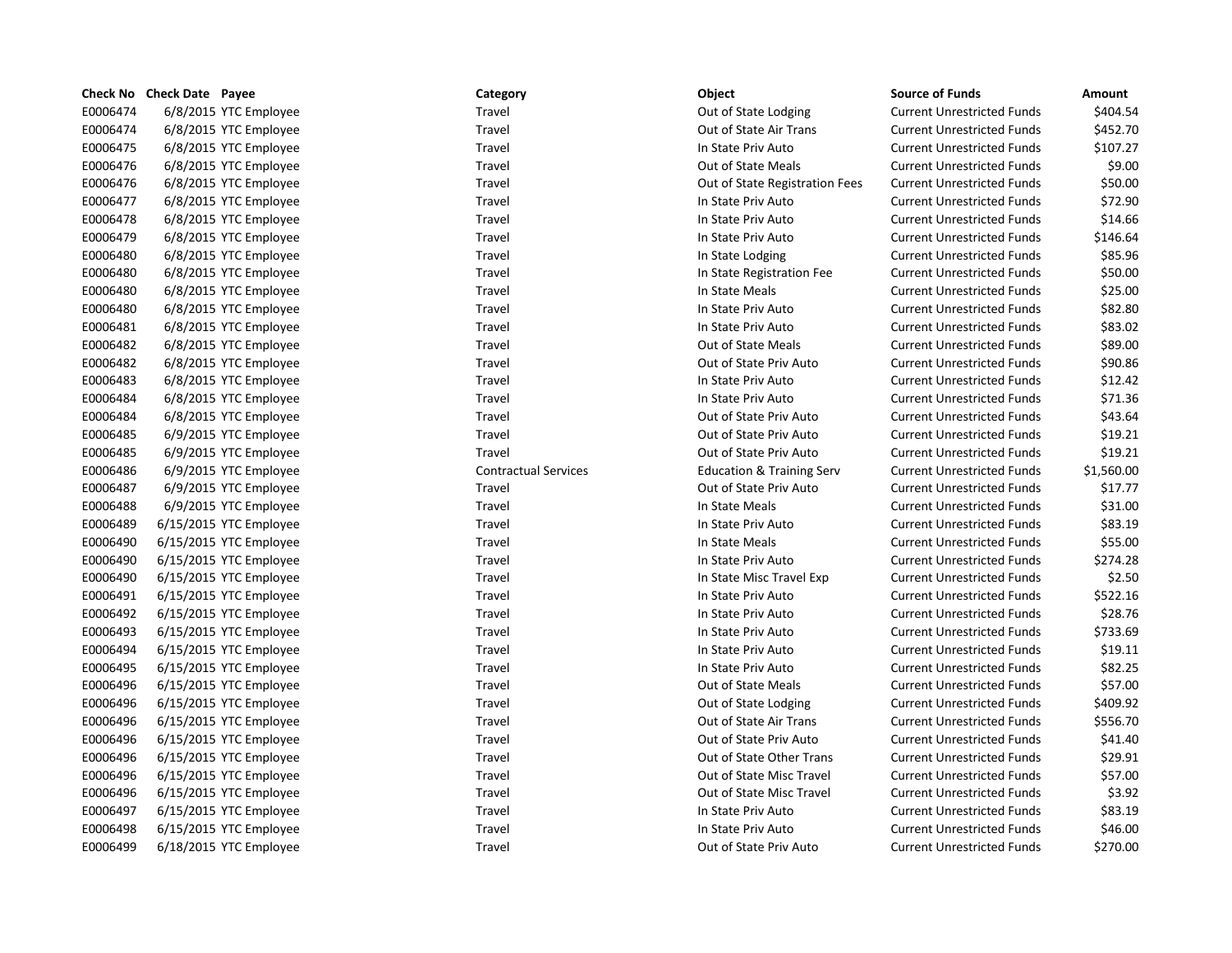| Check No | Check Date | Payee | Category | Object | Source of Funds | Amount |
|---|---|---|---|---|---|---|
| E0006474 | 6/8/2015 | YTC Employee | Travel | Out of State Lodging | Current Unrestricted Funds | $404.54 |
| E0006474 | 6/8/2015 | YTC Employee | Travel | Out of State Air Trans | Current Unrestricted Funds | $452.70 |
| E0006475 | 6/8/2015 | YTC Employee | Travel | In State Priv Auto | Current Unrestricted Funds | $107.27 |
| E0006476 | 6/8/2015 | YTC Employee | Travel | Out of State Meals | Current Unrestricted Funds | $9.00 |
| E0006476 | 6/8/2015 | YTC Employee | Travel | Out of State Registration Fees | Current Unrestricted Funds | $50.00 |
| E0006477 | 6/8/2015 | YTC Employee | Travel | In State Priv Auto | Current Unrestricted Funds | $72.90 |
| E0006478 | 6/8/2015 | YTC Employee | Travel | In State Priv Auto | Current Unrestricted Funds | $14.66 |
| E0006479 | 6/8/2015 | YTC Employee | Travel | In State Priv Auto | Current Unrestricted Funds | $146.64 |
| E0006480 | 6/8/2015 | YTC Employee | Travel | In State Lodging | Current Unrestricted Funds | $85.96 |
| E0006480 | 6/8/2015 | YTC Employee | Travel | In State Registration Fee | Current Unrestricted Funds | $50.00 |
| E0006480 | 6/8/2015 | YTC Employee | Travel | In State Meals | Current Unrestricted Funds | $25.00 |
| E0006480 | 6/8/2015 | YTC Employee | Travel | In State Priv Auto | Current Unrestricted Funds | $82.80 |
| E0006481 | 6/8/2015 | YTC Employee | Travel | In State Priv Auto | Current Unrestricted Funds | $83.02 |
| E0006482 | 6/8/2015 | YTC Employee | Travel | Out of State Meals | Current Unrestricted Funds | $89.00 |
| E0006482 | 6/8/2015 | YTC Employee | Travel | Out of State Priv Auto | Current Unrestricted Funds | $90.86 |
| E0006483 | 6/8/2015 | YTC Employee | Travel | In State Priv Auto | Current Unrestricted Funds | $12.42 |
| E0006484 | 6/8/2015 | YTC Employee | Travel | In State Priv Auto | Current Unrestricted Funds | $71.36 |
| E0006484 | 6/8/2015 | YTC Employee | Travel | Out of State Priv Auto | Current Unrestricted Funds | $43.64 |
| E0006485 | 6/9/2015 | YTC Employee | Travel | Out of State Priv Auto | Current Unrestricted Funds | $19.21 |
| E0006485 | 6/9/2015 | YTC Employee | Travel | Out of State Priv Auto | Current Unrestricted Funds | $19.21 |
| E0006486 | 6/9/2015 | YTC Employee | Contractual Services | Education & Training Serv | Current Unrestricted Funds | $1,560.00 |
| E0006487 | 6/9/2015 | YTC Employee | Travel | Out of State Priv Auto | Current Unrestricted Funds | $17.77 |
| E0006488 | 6/9/2015 | YTC Employee | Travel | In State Meals | Current Unrestricted Funds | $31.00 |
| E0006489 | 6/15/2015 | YTC Employee | Travel | In State Priv Auto | Current Unrestricted Funds | $83.19 |
| E0006490 | 6/15/2015 | YTC Employee | Travel | In State Meals | Current Unrestricted Funds | $55.00 |
| E0006490 | 6/15/2015 | YTC Employee | Travel | In State Priv Auto | Current Unrestricted Funds | $274.28 |
| E0006490 | 6/15/2015 | YTC Employee | Travel | In State Misc Travel Exp | Current Unrestricted Funds | $2.50 |
| E0006491 | 6/15/2015 | YTC Employee | Travel | In State Priv Auto | Current Unrestricted Funds | $522.16 |
| E0006492 | 6/15/2015 | YTC Employee | Travel | In State Priv Auto | Current Unrestricted Funds | $28.76 |
| E0006493 | 6/15/2015 | YTC Employee | Travel | In State Priv Auto | Current Unrestricted Funds | $733.69 |
| E0006494 | 6/15/2015 | YTC Employee | Travel | In State Priv Auto | Current Unrestricted Funds | $19.11 |
| E0006495 | 6/15/2015 | YTC Employee | Travel | In State Priv Auto | Current Unrestricted Funds | $82.25 |
| E0006496 | 6/15/2015 | YTC Employee | Travel | Out of State Meals | Current Unrestricted Funds | $57.00 |
| E0006496 | 6/15/2015 | YTC Employee | Travel | Out of State Lodging | Current Unrestricted Funds | $409.92 |
| E0006496 | 6/15/2015 | YTC Employee | Travel | Out of State Air Trans | Current Unrestricted Funds | $556.70 |
| E0006496 | 6/15/2015 | YTC Employee | Travel | Out of State Priv Auto | Current Unrestricted Funds | $41.40 |
| E0006496 | 6/15/2015 | YTC Employee | Travel | Out of State Other Trans | Current Unrestricted Funds | $29.91 |
| E0006496 | 6/15/2015 | YTC Employee | Travel | Out of State Misc Travel | Current Unrestricted Funds | $57.00 |
| E0006496 | 6/15/2015 | YTC Employee | Travel | Out of State Misc Travel | Current Unrestricted Funds | $3.92 |
| E0006497 | 6/15/2015 | YTC Employee | Travel | In State Priv Auto | Current Unrestricted Funds | $83.19 |
| E0006498 | 6/15/2015 | YTC Employee | Travel | In State Priv Auto | Current Unrestricted Funds | $46.00 |
| E0006499 | 6/18/2015 | YTC Employee | Travel | Out of State Priv Auto | Current Unrestricted Funds | $270.00 |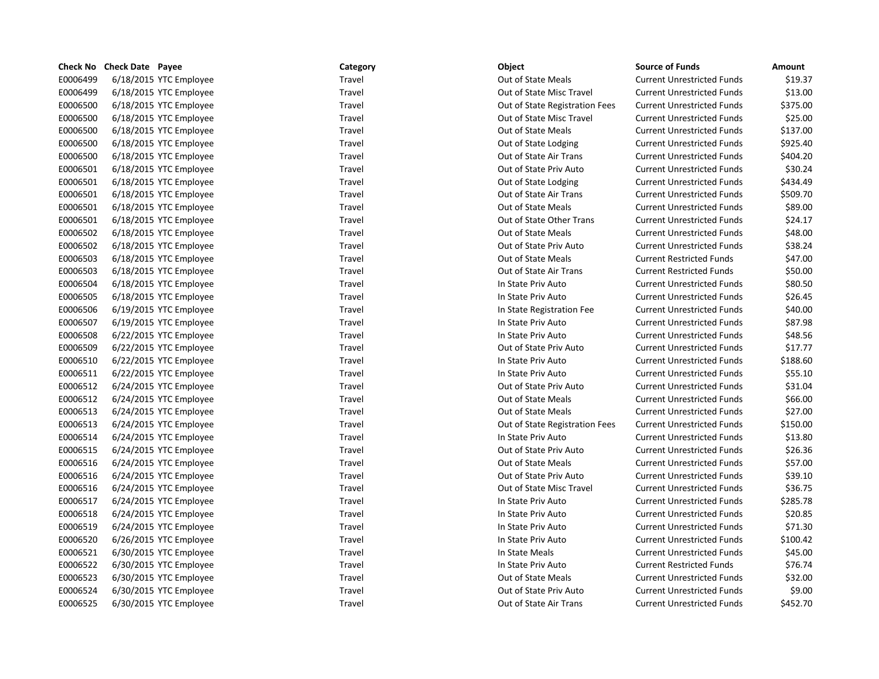| Check No | Check Date | Payee | Category | Object | Source of Funds | Amount |
|---|---|---|---|---|---|---|
| E0006499 | 6/18/2015 | YTC Employee | Travel | Out of State Meals | Current Unrestricted Funds | $19.37 |
| E0006499 | 6/18/2015 | YTC Employee | Travel | Out of State Misc Travel | Current Unrestricted Funds | $13.00 |
| E0006500 | 6/18/2015 | YTC Employee | Travel | Out of State Registration Fees | Current Unrestricted Funds | $375.00 |
| E0006500 | 6/18/2015 | YTC Employee | Travel | Out of State Misc Travel | Current Unrestricted Funds | $25.00 |
| E0006500 | 6/18/2015 | YTC Employee | Travel | Out of State Meals | Current Unrestricted Funds | $137.00 |
| E0006500 | 6/18/2015 | YTC Employee | Travel | Out of State Lodging | Current Unrestricted Funds | $925.40 |
| E0006500 | 6/18/2015 | YTC Employee | Travel | Out of State Air Trans | Current Unrestricted Funds | $404.20 |
| E0006501 | 6/18/2015 | YTC Employee | Travel | Out of State Priv Auto | Current Unrestricted Funds | $30.24 |
| E0006501 | 6/18/2015 | YTC Employee | Travel | Out of State Lodging | Current Unrestricted Funds | $434.49 |
| E0006501 | 6/18/2015 | YTC Employee | Travel | Out of State Air Trans | Current Unrestricted Funds | $509.70 |
| E0006501 | 6/18/2015 | YTC Employee | Travel | Out of State Meals | Current Unrestricted Funds | $89.00 |
| E0006501 | 6/18/2015 | YTC Employee | Travel | Out of State Other Trans | Current Unrestricted Funds | $24.17 |
| E0006502 | 6/18/2015 | YTC Employee | Travel | Out of State Meals | Current Unrestricted Funds | $48.00 |
| E0006502 | 6/18/2015 | YTC Employee | Travel | Out of State Priv Auto | Current Unrestricted Funds | $38.24 |
| E0006503 | 6/18/2015 | YTC Employee | Travel | Out of State Meals | Current Restricted Funds | $47.00 |
| E0006503 | 6/18/2015 | YTC Employee | Travel | Out of State Air Trans | Current Restricted Funds | $50.00 |
| E0006504 | 6/18/2015 | YTC Employee | Travel | In State Priv Auto | Current Unrestricted Funds | $80.50 |
| E0006505 | 6/18/2015 | YTC Employee | Travel | In State Priv Auto | Current Unrestricted Funds | $26.45 |
| E0006506 | 6/19/2015 | YTC Employee | Travel | In State Registration Fee | Current Unrestricted Funds | $40.00 |
| E0006507 | 6/19/2015 | YTC Employee | Travel | In State Priv Auto | Current Unrestricted Funds | $87.98 |
| E0006508 | 6/22/2015 | YTC Employee | Travel | In State Priv Auto | Current Unrestricted Funds | $48.56 |
| E0006509 | 6/22/2015 | YTC Employee | Travel | Out of State Priv Auto | Current Unrestricted Funds | $17.77 |
| E0006510 | 6/22/2015 | YTC Employee | Travel | In State Priv Auto | Current Unrestricted Funds | $188.60 |
| E0006511 | 6/22/2015 | YTC Employee | Travel | In State Priv Auto | Current Unrestricted Funds | $55.10 |
| E0006512 | 6/24/2015 | YTC Employee | Travel | Out of State Priv Auto | Current Unrestricted Funds | $31.04 |
| E0006512 | 6/24/2015 | YTC Employee | Travel | Out of State Meals | Current Unrestricted Funds | $66.00 |
| E0006513 | 6/24/2015 | YTC Employee | Travel | Out of State Meals | Current Unrestricted Funds | $27.00 |
| E0006513 | 6/24/2015 | YTC Employee | Travel | Out of State Registration Fees | Current Unrestricted Funds | $150.00 |
| E0006514 | 6/24/2015 | YTC Employee | Travel | In State Priv Auto | Current Unrestricted Funds | $13.80 |
| E0006515 | 6/24/2015 | YTC Employee | Travel | Out of State Priv Auto | Current Unrestricted Funds | $26.36 |
| E0006516 | 6/24/2015 | YTC Employee | Travel | Out of State Meals | Current Unrestricted Funds | $57.00 |
| E0006516 | 6/24/2015 | YTC Employee | Travel | Out of State Priv Auto | Current Unrestricted Funds | $39.10 |
| E0006516 | 6/24/2015 | YTC Employee | Travel | Out of State Misc Travel | Current Unrestricted Funds | $36.75 |
| E0006517 | 6/24/2015 | YTC Employee | Travel | In State Priv Auto | Current Unrestricted Funds | $285.78 |
| E0006518 | 6/24/2015 | YTC Employee | Travel | In State Priv Auto | Current Unrestricted Funds | $20.85 |
| E0006519 | 6/24/2015 | YTC Employee | Travel | In State Priv Auto | Current Unrestricted Funds | $71.30 |
| E0006520 | 6/26/2015 | YTC Employee | Travel | In State Priv Auto | Current Unrestricted Funds | $100.42 |
| E0006521 | 6/30/2015 | YTC Employee | Travel | In State Meals | Current Unrestricted Funds | $45.00 |
| E0006522 | 6/30/2015 | YTC Employee | Travel | In State Priv Auto | Current Restricted Funds | $76.74 |
| E0006523 | 6/30/2015 | YTC Employee | Travel | Out of State Meals | Current Unrestricted Funds | $32.00 |
| E0006524 | 6/30/2015 | YTC Employee | Travel | Out of State Priv Auto | Current Unrestricted Funds | $9.00 |
| E0006525 | 6/30/2015 | YTC Employee | Travel | Out of State Air Trans | Current Unrestricted Funds | $452.70 |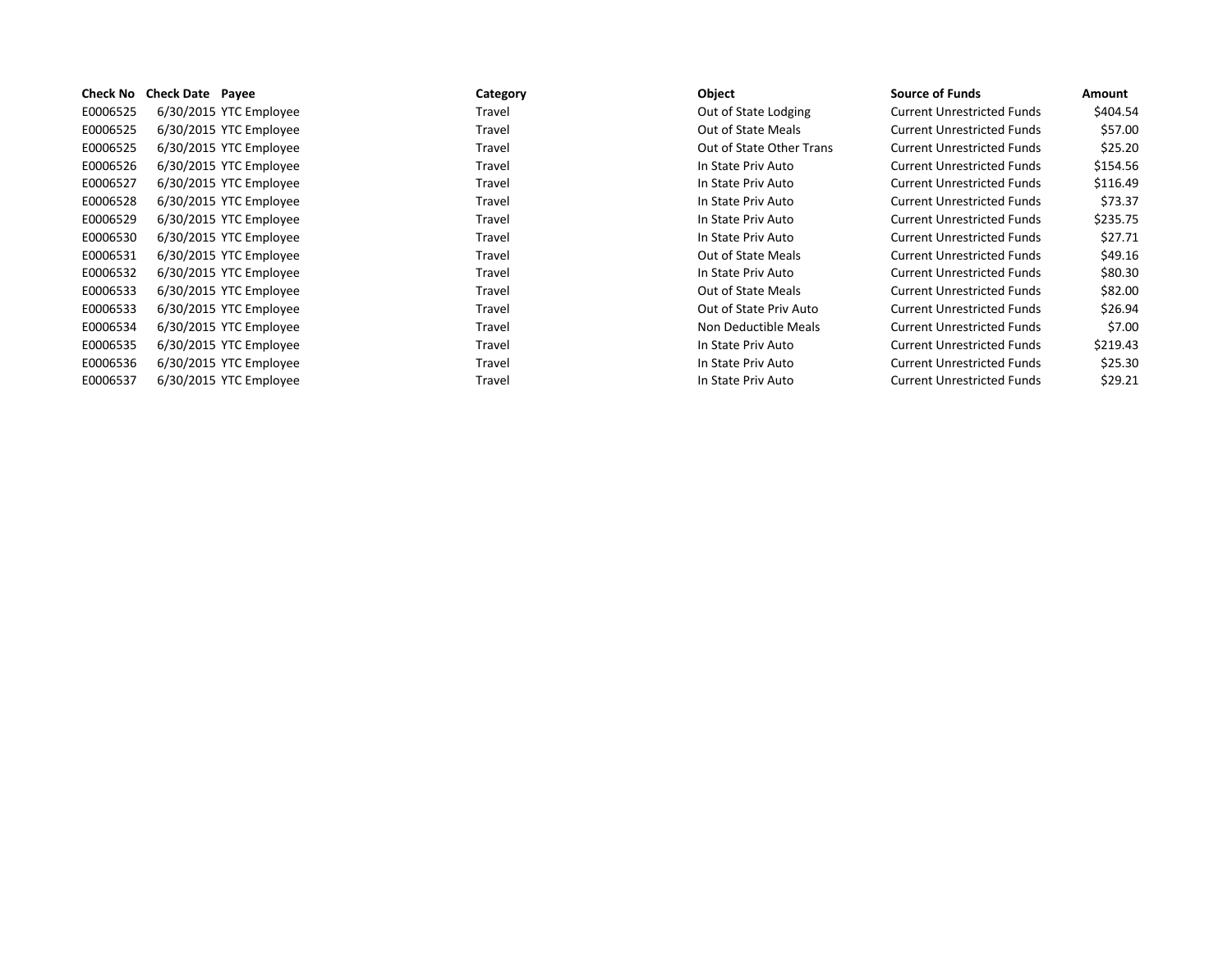| Check No | Check Date | Payee | Category | Object | Source of Funds | Amount |
| --- | --- | --- | --- | --- | --- | --- |
| E0006525 | 6/30/2015 | YTC Employee | Travel | Out of State Lodging | Current Unrestricted Funds | $404.54 |
| E0006525 | 6/30/2015 | YTC Employee | Travel | Out of State Meals | Current Unrestricted Funds | $57.00 |
| E0006525 | 6/30/2015 | YTC Employee | Travel | Out of State Other Trans | Current Unrestricted Funds | $25.20 |
| E0006526 | 6/30/2015 | YTC Employee | Travel | In State Priv Auto | Current Unrestricted Funds | $154.56 |
| E0006527 | 6/30/2015 | YTC Employee | Travel | In State Priv Auto | Current Unrestricted Funds | $116.49 |
| E0006528 | 6/30/2015 | YTC Employee | Travel | In State Priv Auto | Current Unrestricted Funds | $73.37 |
| E0006529 | 6/30/2015 | YTC Employee | Travel | In State Priv Auto | Current Unrestricted Funds | $235.75 |
| E0006530 | 6/30/2015 | YTC Employee | Travel | In State Priv Auto | Current Unrestricted Funds | $27.71 |
| E0006531 | 6/30/2015 | YTC Employee | Travel | Out of State Meals | Current Unrestricted Funds | $49.16 |
| E0006532 | 6/30/2015 | YTC Employee | Travel | In State Priv Auto | Current Unrestricted Funds | $80.30 |
| E0006533 | 6/30/2015 | YTC Employee | Travel | Out of State Meals | Current Unrestricted Funds | $82.00 |
| E0006533 | 6/30/2015 | YTC Employee | Travel | Out of State Priv Auto | Current Unrestricted Funds | $26.94 |
| E0006534 | 6/30/2015 | YTC Employee | Travel | Non Deductible Meals | Current Unrestricted Funds | $7.00 |
| E0006535 | 6/30/2015 | YTC Employee | Travel | In State Priv Auto | Current Unrestricted Funds | $219.43 |
| E0006536 | 6/30/2015 | YTC Employee | Travel | In State Priv Auto | Current Unrestricted Funds | $25.30 |
| E0006537 | 6/30/2015 | YTC Employee | Travel | In State Priv Auto | Current Unrestricted Funds | $29.21 |